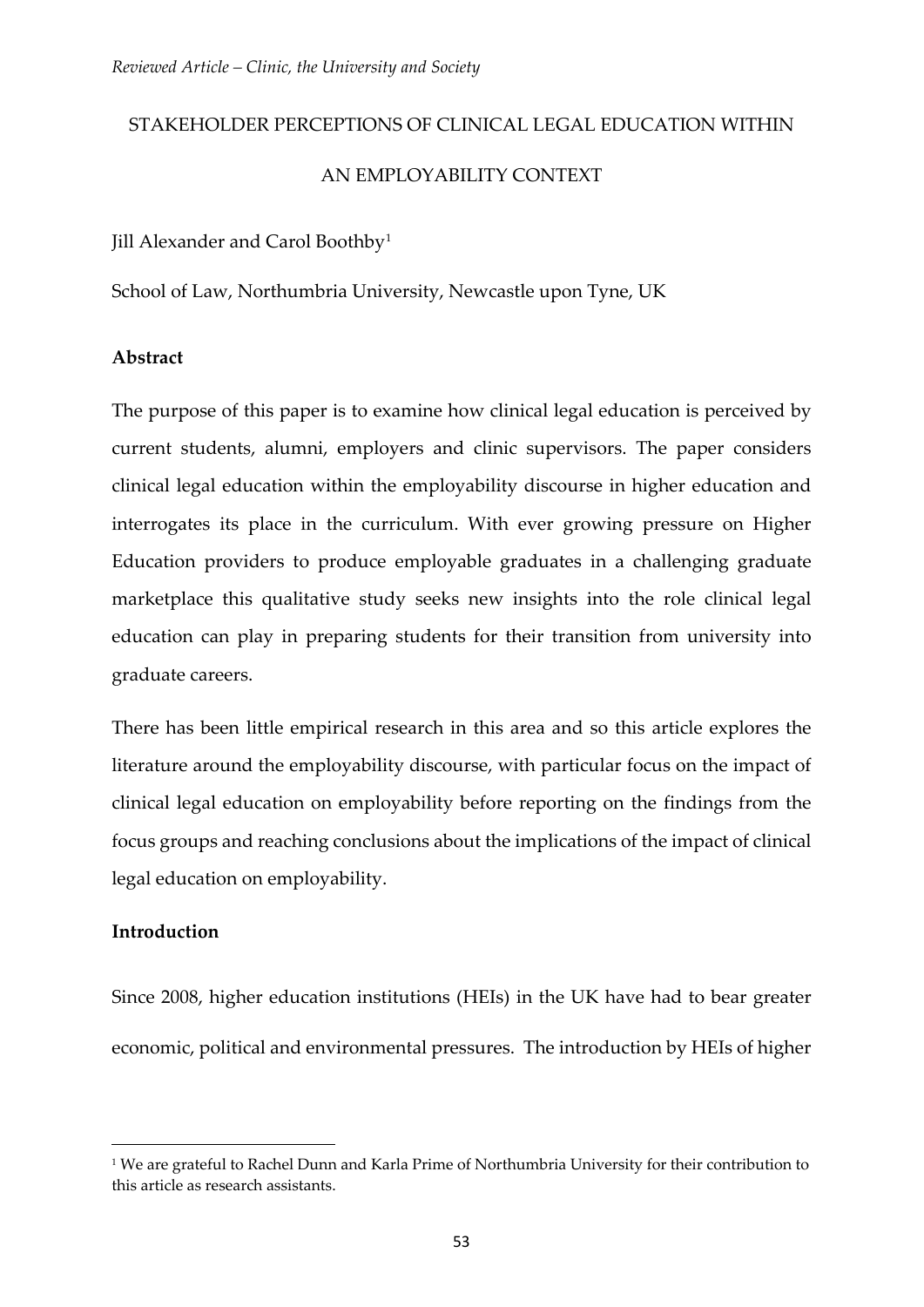STAKEHOLDER PERCEPTIONS OF CLINICAL LEGAL EDUCATION WITHIN AN EMPLOYABILITY CONTEXT

Jill Alexander and Carol Boothby[1]

School of Law, Northumbria University, Newcastle upon Tyne, UK

**Abstract**

The purpose of this paper is to examine how clinical legal education is perceived by current students, alumni, employers and clinic supervisors. The paper considers clinical legal education within the employability discourse in higher education and interrogates its place in the curriculum. With ever growing pressure on Higher Education providers to produce employable graduates in a challenging graduate marketplace this qualitative study seeks new insights into the role clinical legal education can play in preparing students for their transition from university into graduate careers.

There has been little empirical research in this area and so this article explores the literature around the employability discourse, with particular focus on the impact of clinical legal education on employability before reporting on the findings from the focus groups and reaching conclusions about the implications of the impact of clinical legal education on employability.

**Introduction**

Since 2008, higher education institutions (HEIs) in the UK have had to bear greater economic, political and environmental pressures. The introduction by HEIs of higher

[1] We are grateful to Rachel Dunn and Karla Prime of Northumbria University for their contribution to this article as research assistants.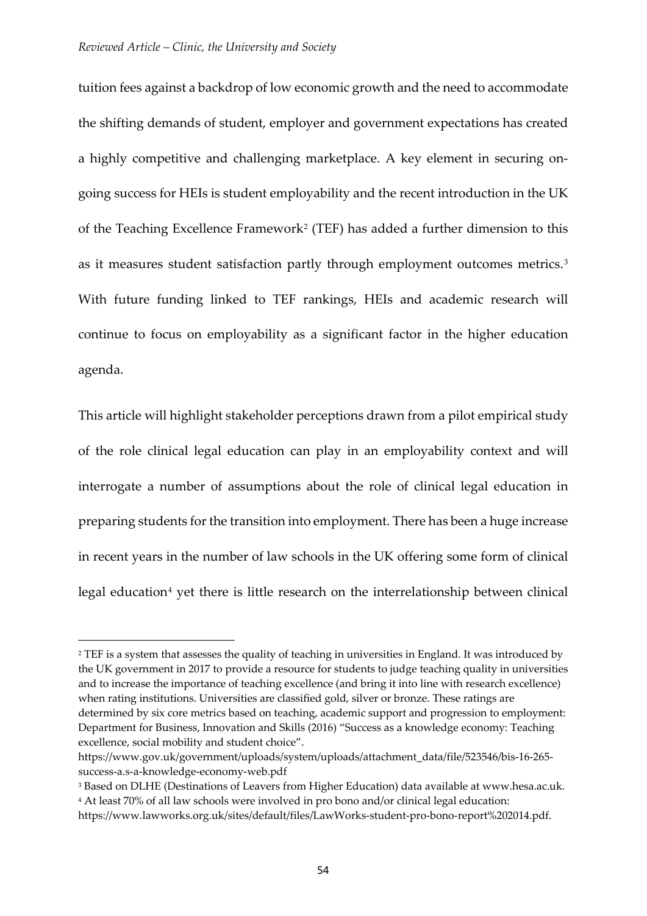tuition fees against a backdrop of low economic growth and the need to accommodate the shifting demands of student, employer and government expectations has created a highly competitive and challenging marketplace. A key element in securing on-going success for HEIs is student employability and the recent introduction in the UK of the Teaching Excellence Framework[2] (TEF) has added a further dimension to this as it measures student satisfaction partly through employment outcomes metrics.[3] With future funding linked to TEF rankings, HEIs and academic research will continue to focus on employability as a significant factor in the higher education agenda.

This article will highlight stakeholder perceptions drawn from a pilot empirical study of the role clinical legal education can play in an employability context and will interrogate a number of assumptions about the role of clinical legal education in preparing students for the transition into employment. There has been a huge increase in recent years in the number of law schools in the UK offering some form of clinical legal education[4] yet there is little research on the interrelationship between clinical

---

[2] TEF is a system that assesses the quality of teaching in universities in England. It was introduced by the UK government in 2017 to provide a resource for students to judge teaching quality in universities and to increase the importance of teaching excellence (and bring it into line with research excellence) when rating institutions. Universities are classified gold, silver or bronze. These ratings are determined by six core metrics based on teaching, academic support and progression to employment: Department for Business, Innovation and Skills (2016) "Success as a knowledge economy: Teaching excellence, social mobility and student choice". https://www.gov.uk/government/uploads/system/uploads/attachment_data/file/523546/bis-16-265-success-a.s-a-knowledge-economy-web.pdf

[3] Based on DLHE (Destinations of Leavers from Higher Education) data available at www.hesa.ac.uk.

[4] At least 70% of all law schools were involved in pro bono and/or clinical legal education: https://www.lawworks.org.uk/sites/default/files/LawWorks-student-pro-bono-report%202014.pdf.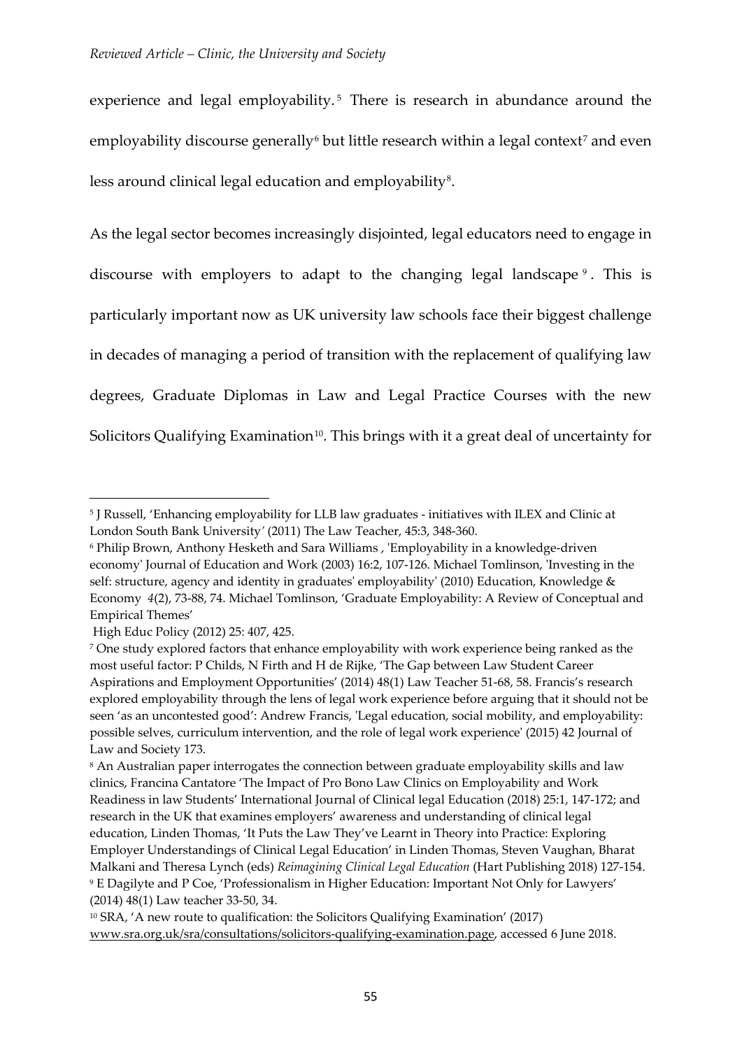experience and legal employability.[5] There is research in abundance around the employability discourse generally[6] but little research within a legal context[7] and even less around clinical legal education and employability[8].

As the legal sector becomes increasingly disjointed, legal educators need to engage in discourse with employers to adapt to the changing legal landscape[9]. This is particularly important now as UK university law schools face their biggest challenge in decades of managing a period of transition with the replacement of qualifying law degrees, Graduate Diplomas in Law and Legal Practice Courses with the new Solicitors Qualifying Examination[10]. This brings with it a great deal of uncertainty for

---

[5] J Russell, 'Enhancing employability for LLB law graduates - initiatives with ILEX and Clinic at London South Bank University' (2011) The Law Teacher, 45:3, 348-360.

[6] Philip Brown, Anthony Hesketh and Sara Williams , 'Employability in a knowledge-driven economy' Journal of Education and Work (2003) 16:2, 107-126. Michael Tomlinson, 'Investing in the self: structure, agency and identity in graduates' employability' (2010) Education, Knowledge & Economy 4(2), 73-88, 74. Michael Tomlinson, 'Graduate Employability: A Review of Conceptual and Empirical Themes'
High Educ Policy (2012) 25: 407, 425.

[7] One study explored factors that enhance employability with work experience being ranked as the most useful factor: P Childs, N Firth and H de Rijke, 'The Gap between Law Student Career Aspirations and Employment Opportunities' (2014) 48(1) Law Teacher 51-68, 58. Francis's research explored employability through the lens of legal work experience before arguing that it should not be seen 'as an uncontested good': Andrew Francis, 'Legal education, social mobility, and employability: possible selves, curriculum intervention, and the role of legal work experience' (2015) 42 Journal of Law and Society 173.

[8] An Australian paper interrogates the connection between graduate employability skills and law clinics, Francina Cantatore 'The Impact of Pro Bono Law Clinics on Employability and Work Readiness in law Students' International Journal of Clinical legal Education (2018) 25:1, 147-172; and research in the UK that examines employers' awareness and understanding of clinical legal education, Linden Thomas, 'It Puts the Law They've Learnt in Theory into Practice: Exploring Employer Understandings of Clinical Legal Education' in Linden Thomas, Steven Vaughan, Bharat Malkani and Theresa Lynch (eds) *Reimagining Clinical Legal Education* (Hart Publishing 2018) 127-154.

[9] E Dagilyte and P Coe, 'Professionalism in Higher Education: Important Not Only for Lawyers' (2014) 48(1) Law teacher 33-50, 34.

[10] SRA, 'A new route to qualification: the Solicitors Qualifying Examination' (2017) www.sra.org.uk/sra/consultations/solicitors-qualifying-examination.page, accessed 6 June 2018.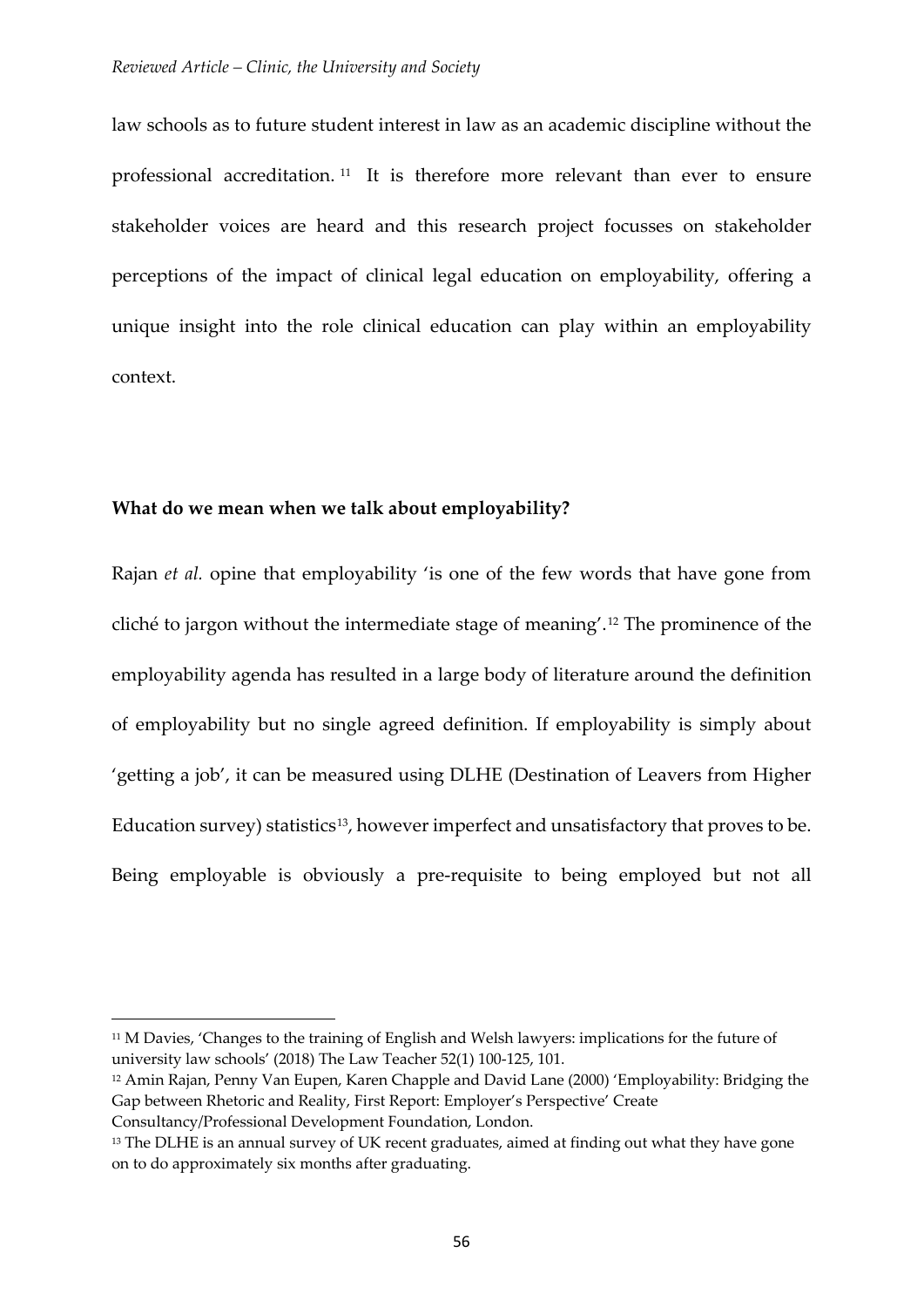law schools as to future student interest in law as an academic discipline without the professional accreditation.[11] It is therefore more relevant than ever to ensure stakeholder voices are heard and this research project focusses on stakeholder perceptions of the impact of clinical legal education on employability, offering a unique insight into the role clinical education can play within an employability context.

**What do we mean when we talk about employability?**

Rajan *et al.* opine that employability 'is one of the few words that have gone from cliché to jargon without the intermediate stage of meaning'.[12] The prominence of the employability agenda has resulted in a large body of literature around the definition of employability but no single agreed definition. If employability is simply about 'getting a job', it can be measured using DLHE (Destination of Leavers from Higher Education survey) statistics[13], however imperfect and unsatisfactory that proves to be. Being employable is obviously a pre-requisite to being employed but not all

---

[11] M Davies, 'Changes to the training of English and Welsh lawyers: implications for the future of university law schools' (2018) The Law Teacher 52(1) 100-125, 101.

[12] Amin Rajan, Penny Van Eupen, Karen Chapple and David Lane (2000) 'Employability: Bridging the Gap between Rhetoric and Reality, First Report: Employer's Perspective' Create Consultancy/Professional Development Foundation, London.

[13] The DLHE is an annual survey of UK recent graduates, aimed at finding out what they have gone on to do approximately six months after graduating.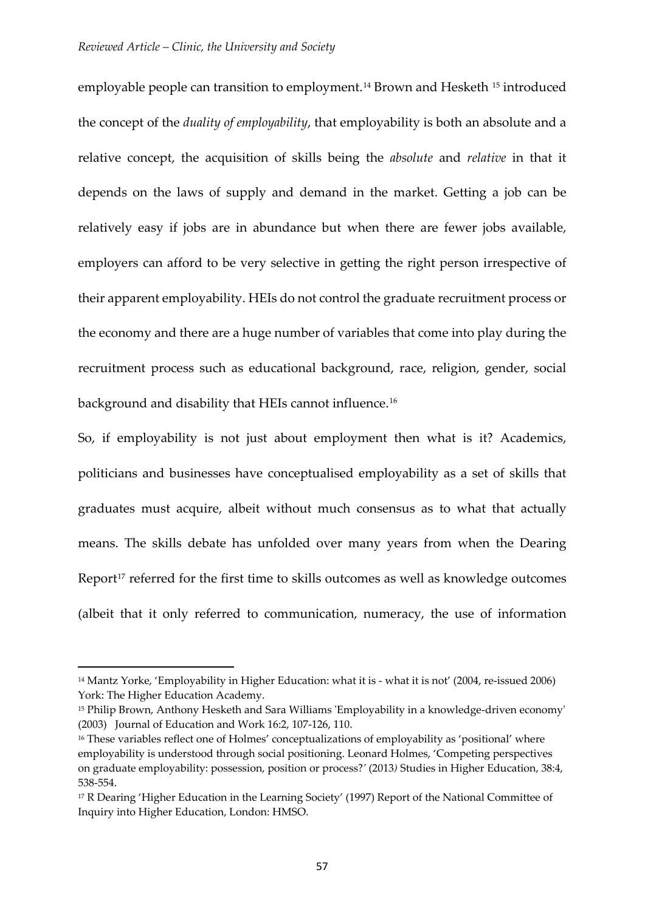employable people can transition to employment.[14] Brown and Hesketh [15] introduced the concept of the *duality of employability*, that employability is both an absolute and a relative concept, the acquisition of skills being the *absolute* and *relative* in that it depends on the laws of supply and demand in the market. Getting a job can be relatively easy if jobs are in abundance but when there are fewer jobs available, employers can afford to be very selective in getting the right person irrespective of their apparent employability. HEIs do not control the graduate recruitment process or the economy and there are a huge number of variables that come into play during the recruitment process such as educational background, race, religion, gender, social background and disability that HEIs cannot influence.[16]

So, if employability is not just about employment then what is it? Academics, politicians and businesses have conceptualised employability as a set of skills that graduates must acquire, albeit without much consensus as to what that actually means. The skills debate has unfolded over many years from when the Dearing Report[17] referred for the first time to skills outcomes as well as knowledge outcomes (albeit that it only referred to communication, numeracy, the use of information

---

[14] Mantz Yorke, 'Employability in Higher Education: what it is - what it is not' (2004, re-issued 2006) York: The Higher Education Academy.

[15] Philip Brown, Anthony Hesketh and Sara Williams 'Employability in a knowledge-driven economy' (2003) Journal of Education and Work 16:2, 107-126, 110.

[16] These variables reflect one of Holmes' conceptualizations of employability as 'positional' where employability is understood through social positioning. Leonard Holmes, 'Competing perspectives on graduate employability: possession, position or process?' (2013) Studies in Higher Education, 38:4, 538-554.

[17] R Dearing 'Higher Education in the Learning Society' (1997) Report of the National Committee of Inquiry into Higher Education, London: HMSO.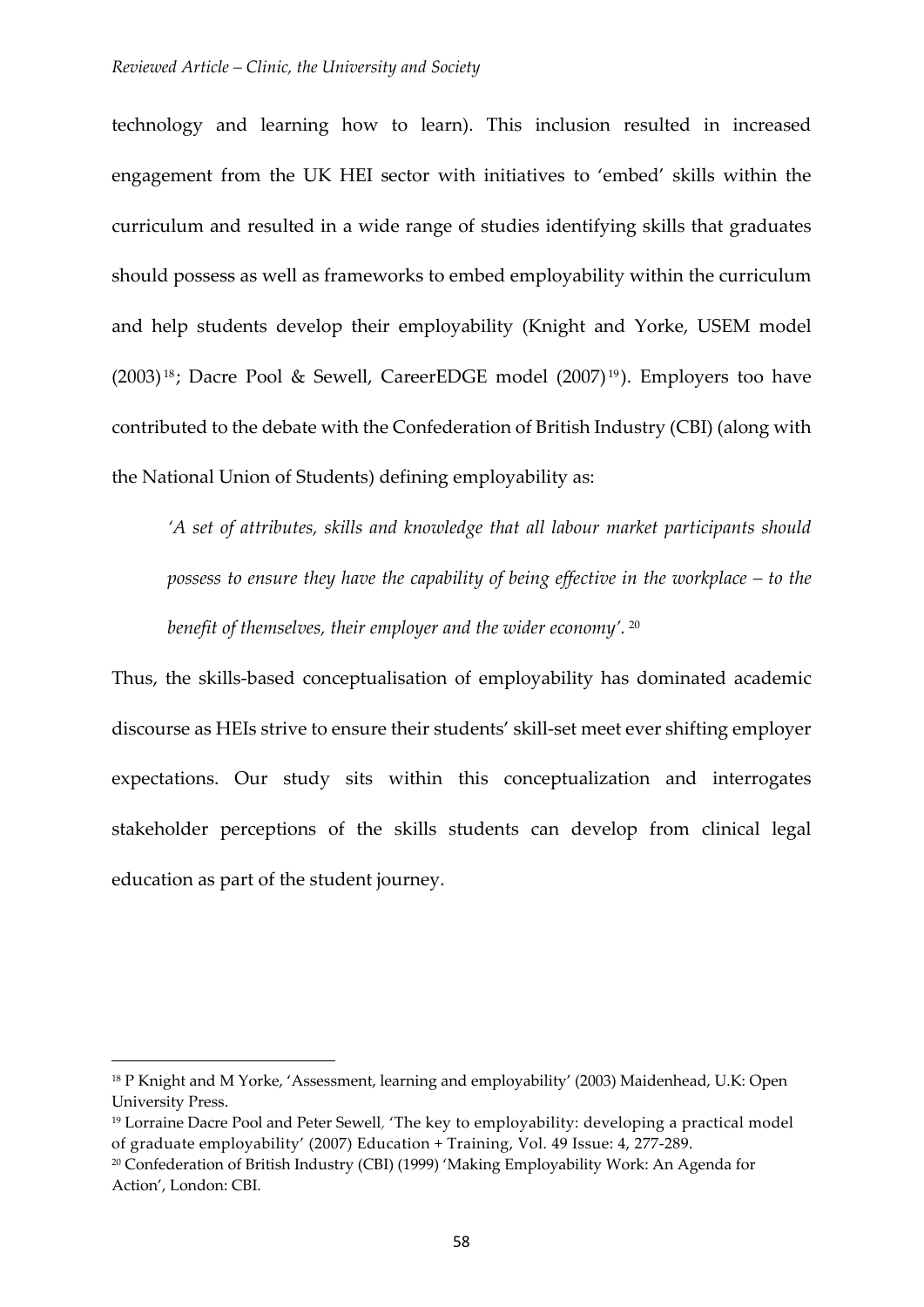technology and learning how to learn). This inclusion resulted in increased engagement from the UK HEI sector with initiatives to 'embed' skills within the curriculum and resulted in a wide range of studies identifying skills that graduates should possess as well as frameworks to embed employability within the curriculum and help students develop their employability (Knight and Yorke, USEM model (2003)[18]; Dacre Pool & Sewell, CareerEDGE model (2007)[19]). Employers too have contributed to the debate with the Confederation of British Industry (CBI) (along with the National Union of Students) defining employability as:

> *'A set of attributes, skills and knowledge that all labour market participants should possess to ensure they have the capability of being effective in the workplace – to the benefit of themselves, their employer and the wider economy'.* [20]

Thus, the skills-based conceptualisation of employability has dominated academic discourse as HEIs strive to ensure their students' skill-set meet ever shifting employer expectations. Our study sits within this conceptualization and interrogates stakeholder perceptions of the skills students can develop from clinical legal education as part of the student journey.

---

[18] P Knight and M Yorke, 'Assessment, learning and employability' (2003) Maidenhead, U.K: Open University Press.

[19] Lorraine Dacre Pool and Peter Sewell, 'The key to employability: developing a practical model of graduate employability' (2007) Education + Training, Vol. 49 Issue: 4, 277-289.

[20] Confederation of British Industry (CBI) (1999) 'Making Employability Work: An Agenda for Action', London: CBI.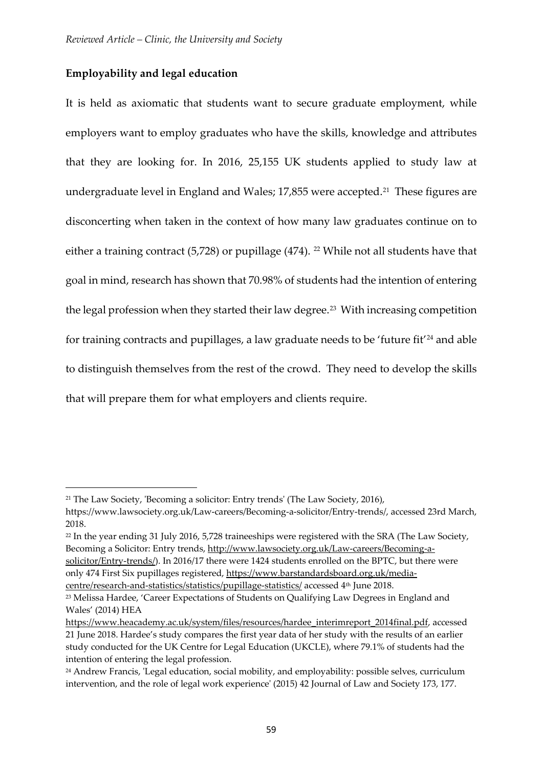## Employability and legal education

It is held as axiomatic that students want to secure graduate employment, while employers want to employ graduates who have the skills, knowledge and attributes that they are looking for. In 2016, 25,155 UK students applied to study law at undergraduate level in England and Wales; 17,855 were accepted.[21] These figures are disconcerting when taken in the context of how many law graduates continue on to either a training contract (5,728) or pupillage (474).[22] While not all students have that goal in mind, research has shown that 70.98% of students had the intention of entering the legal profession when they started their law degree.[23] With increasing competition for training contracts and pupillages, a law graduate needs to be 'future fit'[24] and able to distinguish themselves from the rest of the crowd. They need to develop the skills that will prepare them for what employers and clients require.

---

[21] The Law Society, 'Becoming a solicitor: Entry trends' (The Law Society, 2016), https://www.lawsociety.org.uk/Law-careers/Becoming-a-solicitor/Entry-trends/, accessed 23rd March, 2018.

[22] In the year ending 31 July 2016, 5,728 traineeships were registered with the SRA (The Law Society, Becoming a Solicitor: Entry trends, http://www.lawsociety.org.uk/Law-careers/Becoming-a-solicitor/Entry-trends/). In 2016/17 there were 1424 students enrolled on the BPTC, but there were only 474 First Six pupillages registered, https://www.barstandardsboard.org.uk/media-centre/research-and-statistics/statistics/pupillage-statistics/ accessed 4th June 2018.

[23] Melissa Hardee, 'Career Expectations of Students on Qualifying Law Degrees in England and Wales' (2014) HEA https://www.heacademy.ac.uk/system/files/resources/hardee_interimreport_2014final.pdf, accessed 21 June 2018. Hardee's study compares the first year data of her study with the results of an earlier study conducted for the UK Centre for Legal Education (UKCLE), where 79.1% of students had the intention of entering the legal profession.

[24] Andrew Francis, 'Legal education, social mobility, and employability: possible selves, curriculum intervention, and the role of legal work experience' (2015) 42 Journal of Law and Society 173, 177.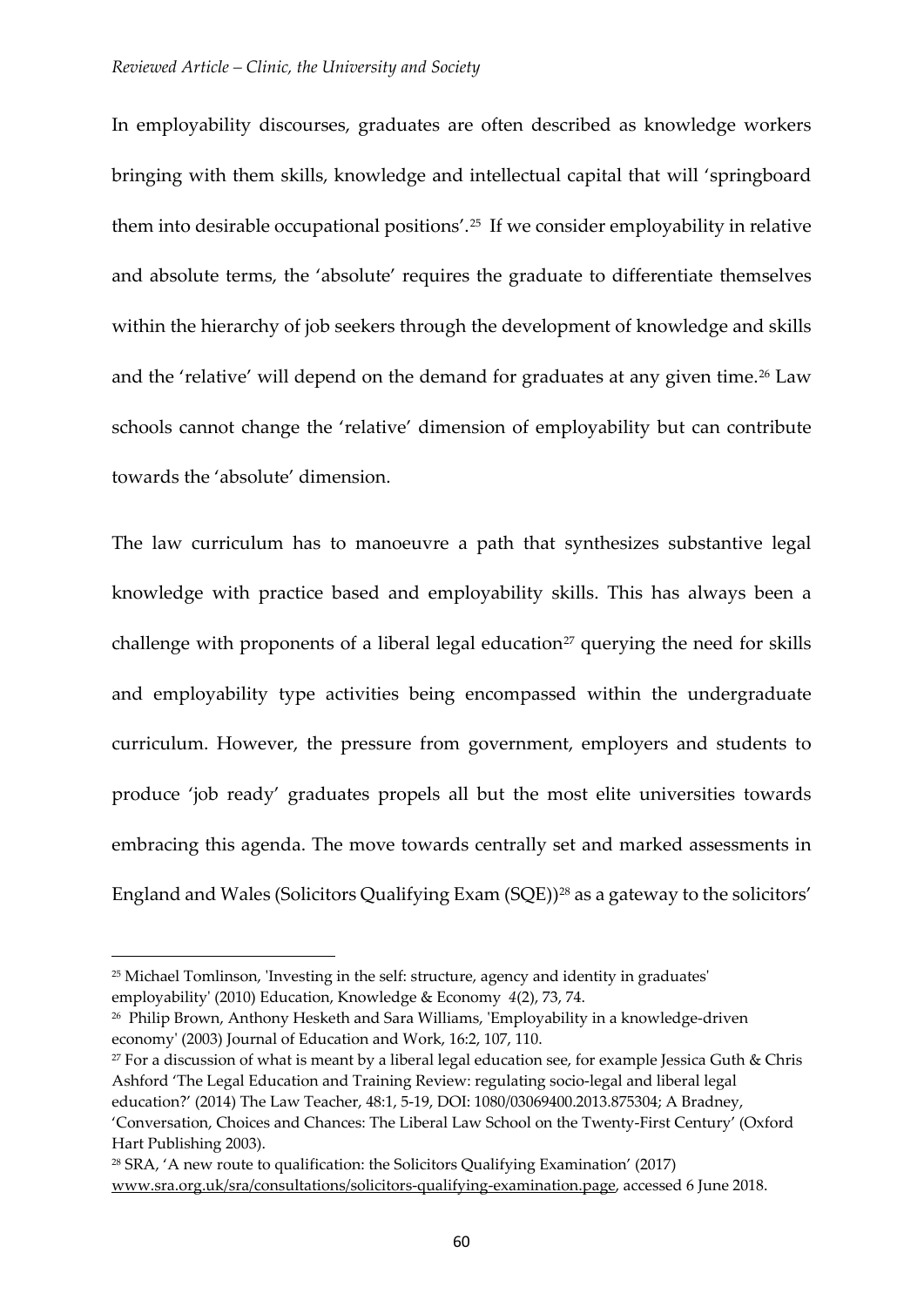In employability discourses, graduates are often described as knowledge workers bringing with them skills, knowledge and intellectual capital that will 'springboard them into desirable occupational positions'.[25] If we consider employability in relative and absolute terms, the 'absolute' requires the graduate to differentiate themselves within the hierarchy of job seekers through the development of knowledge and skills and the 'relative' will depend on the demand for graduates at any given time.[26] Law schools cannot change the 'relative' dimension of employability but can contribute towards the 'absolute' dimension.

The law curriculum has to manoeuvre a path that synthesizes substantive legal knowledge with practice based and employability skills. This has always been a challenge with proponents of a liberal legal education[27] querying the need for skills and employability type activities being encompassed within the undergraduate curriculum. However, the pressure from government, employers and students to produce 'job ready' graduates propels all but the most elite universities towards embracing this agenda. The move towards centrally set and marked assessments in England and Wales (Solicitors Qualifying Exam (SQE))[28] as a gateway to the solicitors'

---

[25] Michael Tomlinson, 'Investing in the self: structure, agency and identity in graduates' employability' (2010) Education, Knowledge & Economy *4*(2), 73, 74.

[26] Philip Brown, Anthony Hesketh and Sara Williams, 'Employability in a knowledge-driven economy' (2003) Journal of Education and Work, 16:2, 107, 110.

[27] For a discussion of what is meant by a liberal legal education see, for example Jessica Guth & Chris Ashford 'The Legal Education and Training Review: regulating socio-legal and liberal legal education?' (2014) The Law Teacher, 48:1, 5-19, DOI: 1080/03069400.2013.875304; A Bradney, 'Conversation, Choices and Chances: The Liberal Law School on the Twenty-First Century' (Oxford Hart Publishing 2003).

[28] SRA, 'A new route to qualification: the Solicitors Qualifying Examination' (2017) www.sra.org.uk/sra/consultations/solicitors-qualifying-examination.page, accessed 6 June 2018.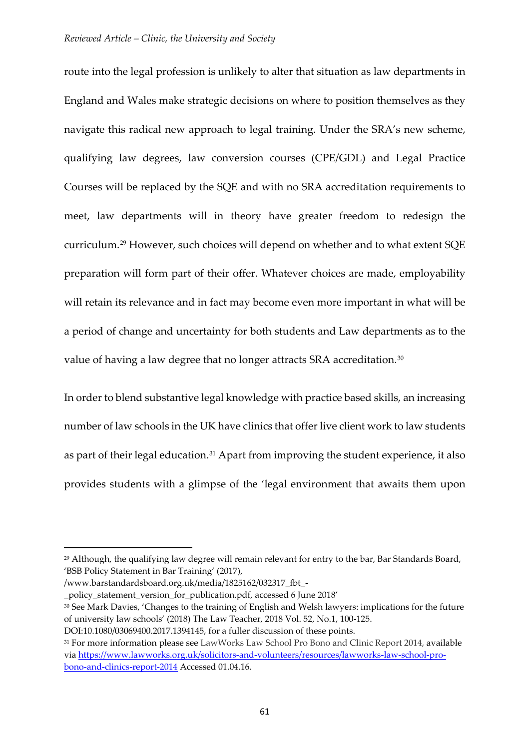route into the legal profession is unlikely to alter that situation as law departments in England and Wales make strategic decisions on where to position themselves as they navigate this radical new approach to legal training. Under the SRA's new scheme, qualifying law degrees, law conversion courses (CPE/GDL) and Legal Practice Courses will be replaced by the SQE and with no SRA accreditation requirements to meet, law departments will in theory have greater freedom to redesign the curriculum.[29] However, such choices will depend on whether and to what extent SQE preparation will form part of their offer. Whatever choices are made, employability will retain its relevance and in fact may become even more important in what will be a period of change and uncertainty for both students and Law departments as to the value of having a law degree that no longer attracts SRA accreditation.[30]

In order to blend substantive legal knowledge with practice based skills, an increasing number of law schools in the UK have clinics that offer live client work to law students as part of their legal education.[31] Apart from improving the student experience, it also provides students with a glimpse of the 'legal environment that awaits them upon

---

[29] Although, the qualifying law degree will remain relevant for entry to the bar, Bar Standards Board, 'BSB Policy Statement in Bar Training' (2017), /www.barstandardsboard.org.uk/media/1825162/032317_fbt_-_policy_statement_version_for_publication.pdf, accessed 6 June 2018'

[30] See Mark Davies, 'Changes to the training of English and Welsh lawyers: implications for the future of university law schools' (2018) The Law Teacher, 2018 Vol. 52, No.1, 100-125. DOI:10.1080/03069400.2017.1394145, for a fuller discussion of these points.

[31] For more information please see LawWorks Law School Pro Bono and Clinic Report 2014, available via [https://www.lawworks.org.uk/solicitors-and-volunteers/resources/lawworks-law-school-pro-bono-and-clinics-report-2014](https://www.lawworks.org.uk/solicitors-and-volunteers/resources/lawworks-law-school-pro-bono-and-clinics-report-2014) Accessed 01.04.16.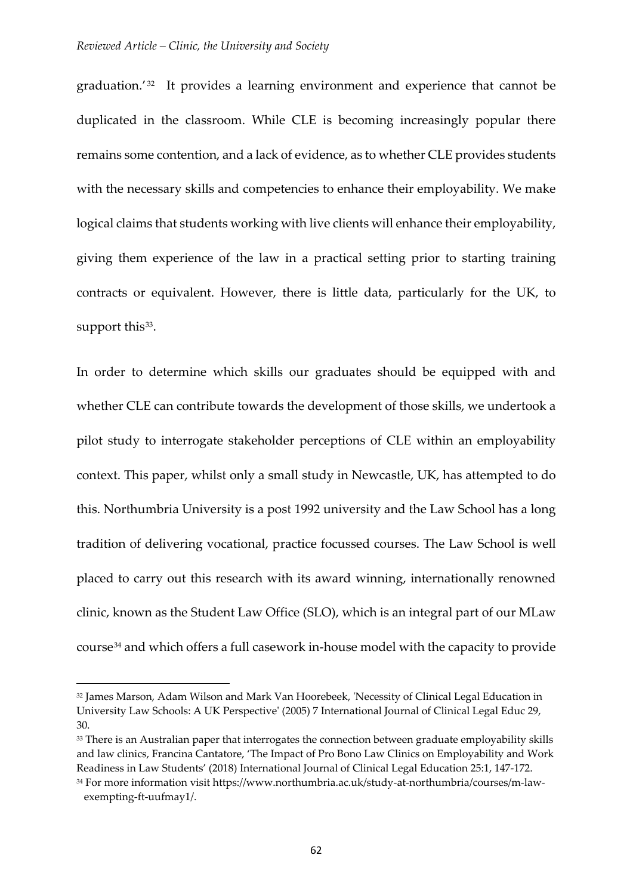graduation.'[32] It provides a learning environment and experience that cannot be duplicated in the classroom. While CLE is becoming increasingly popular there remains some contention, and a lack of evidence, as to whether CLE provides students with the necessary skills and competencies to enhance their employability. We make logical claims that students working with live clients will enhance their employability, giving them experience of the law in a practical setting prior to starting training contracts or equivalent. However, there is little data, particularly for the UK, to support this[33].

In order to determine which skills our graduates should be equipped with and whether CLE can contribute towards the development of those skills, we undertook a pilot study to interrogate stakeholder perceptions of CLE within an employability context. This paper, whilst only a small study in Newcastle, UK, has attempted to do this. Northumbria University is a post 1992 university and the Law School has a long tradition of delivering vocational, practice focussed courses. The Law School is well placed to carry out this research with its award winning, internationally renowned clinic, known as the Student Law Office (SLO), which is an integral part of our MLaw course[34] and which offers a full casework in-house model with the capacity to provide

---

[32] James Marson, Adam Wilson and Mark Van Hoorebeek, 'Necessity of Clinical Legal Education in University Law Schools: A UK Perspective' (2005) 7 International Journal of Clinical Legal Educ 29, 30.

[33] There is an Australian paper that interrogates the connection between graduate employability skills and law clinics, Francina Cantatore, 'The Impact of Pro Bono Law Clinics on Employability and Work Readiness in Law Students' (2018) International Journal of Clinical Legal Education 25:1, 147-172.

[34] For more information visit https://www.northumbria.ac.uk/study-at-northumbria/courses/m-law-exempting-ft-uufmay1/.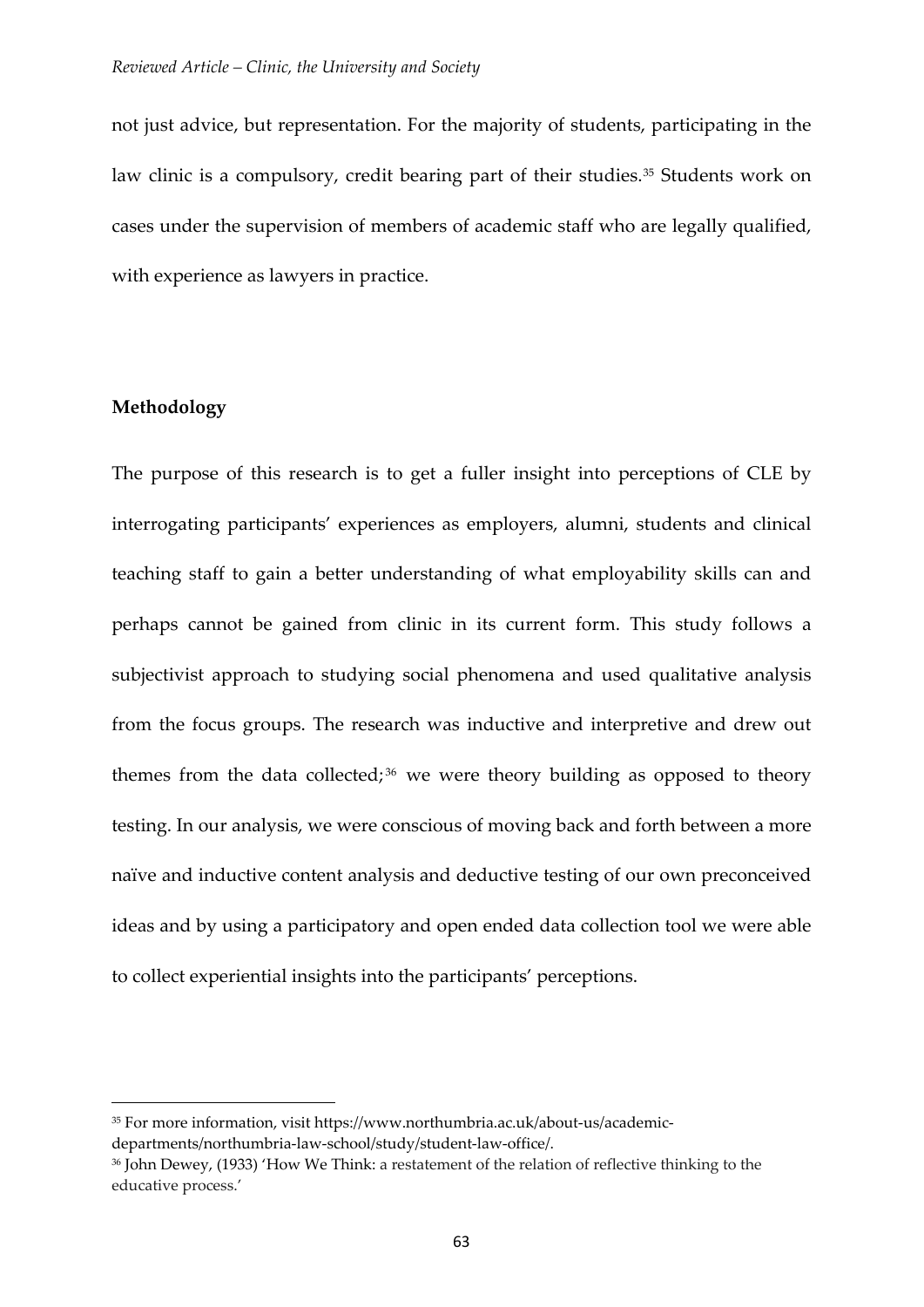not just advice, but representation. For the majority of students, participating in the law clinic is a compulsory, credit bearing part of their studies.[35] Students work on cases under the supervision of members of academic staff who are legally qualified, with experience as lawyers in practice.

## Methodology

The purpose of this research is to get a fuller insight into perceptions of CLE by interrogating participants' experiences as employers, alumni, students and clinical teaching staff to gain a better understanding of what employability skills can and perhaps cannot be gained from clinic in its current form. This study follows a subjectivist approach to studying social phenomena and used qualitative analysis from the focus groups. The research was inductive and interpretive and drew out themes from the data collected;[36] we were theory building as opposed to theory testing. In our analysis, we were conscious of moving back and forth between a more naïve and inductive content analysis and deductive testing of our own preconceived ideas and by using a participatory and open ended data collection tool we were able to collect experiential insights into the participants' perceptions.

---

[35] For more information, visit https://www.northumbria.ac.uk/about-us/academic-departments/northumbria-law-school/study/student-law-office/.

[36] John Dewey, (1933) 'How We Think: a restatement of the relation of reflective thinking to the educative process.'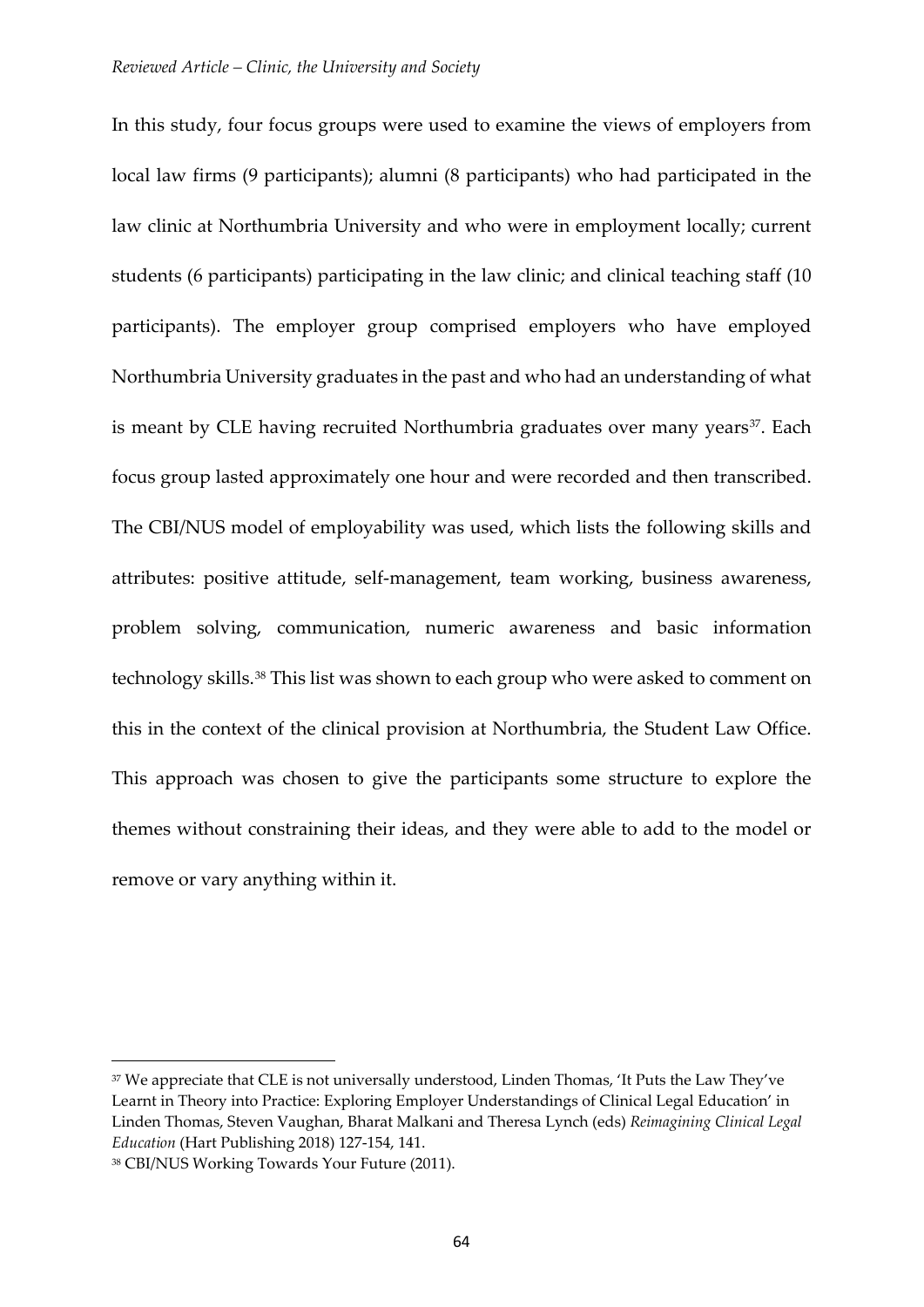In this study, four focus groups were used to examine the views of employers from local law firms (9 participants); alumni (8 participants) who had participated in the law clinic at Northumbria University and who were in employment locally; current students (6 participants) participating in the law clinic; and clinical teaching staff (10 participants). The employer group comprised employers who have employed Northumbria University graduates in the past and who had an understanding of what is meant by CLE having recruited Northumbria graduates over many years[37]. Each focus group lasted approximately one hour and were recorded and then transcribed. The CBI/NUS model of employability was used, which lists the following skills and attributes: positive attitude, self-management, team working, business awareness, problem solving, communication, numeric awareness and basic information technology skills.[38] This list was shown to each group who were asked to comment on this in the context of the clinical provision at Northumbria, the Student Law Office. This approach was chosen to give the participants some structure to explore the themes without constraining their ideas, and they were able to add to the model or remove or vary anything within it.

---

[37] We appreciate that CLE is not universally understood, Linden Thomas, 'It Puts the Law They've Learnt in Theory into Practice: Exploring Employer Understandings of Clinical Legal Education' in Linden Thomas, Steven Vaughan, Bharat Malkani and Theresa Lynch (eds) *Reimagining Clinical Legal Education* (Hart Publishing 2018) 127-154, 141.

[38] CBI/NUS Working Towards Your Future (2011).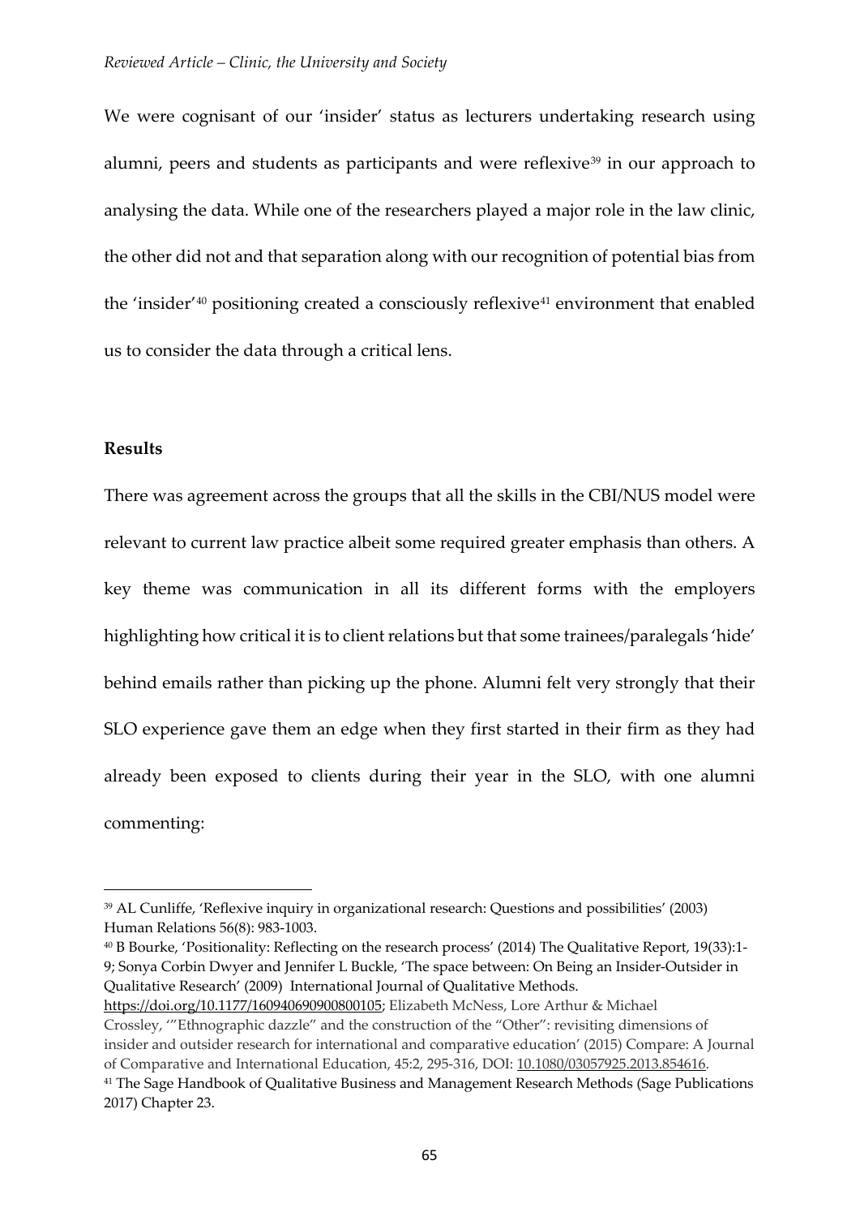We were cognisant of our 'insider' status as lecturers undertaking research using alumni, peers and students as participants and were reflexive[39] in our approach to analysing the data. While one of the researchers played a major role in the law clinic, the other did not and that separation along with our recognition of potential bias from the 'insider'[40] positioning created a consciously reflexive[41] environment that enabled us to consider the data through a critical lens.

**Results**

There was agreement across the groups that all the skills in the CBI/NUS model were relevant to current law practice albeit some required greater emphasis than others. A key theme was communication in all its different forms with the employers highlighting how critical it is to client relations but that some trainees/paralegals 'hide' behind emails rather than picking up the phone. Alumni felt very strongly that their SLO experience gave them an edge when they first started in their firm as they had already been exposed to clients during their year in the SLO, with one alumni commenting:

---

[39] AL Cunliffe, 'Reflexive inquiry in organizational research: Questions and possibilities' (2003) Human Relations 56(8): 983-1003.

[40] B Bourke, 'Positionality: Reflecting on the research process' (2014) The Qualitative Report, 19(33):1-9; Sonya Corbin Dwyer and Jennifer L Buckle, 'The space between: On Being an Insider-Outsider in Qualitative Research' (2009) International Journal of Qualitative Methods. https://doi.org/10.1177/160940690900800105; Elizabeth McNess, Lore Arthur & Michael Crossley, '"Ethnographic dazzle" and the construction of the "Other": revisiting dimensions of insider and outsider research for international and comparative education' (2015) Compare: A Journal of Comparative and International Education, 45:2, 295-316, DOI: 10.1080/03057925.2013.854616.

[41] The Sage Handbook of Qualitative Business and Management Research Methods (Sage Publications 2017) Chapter 23.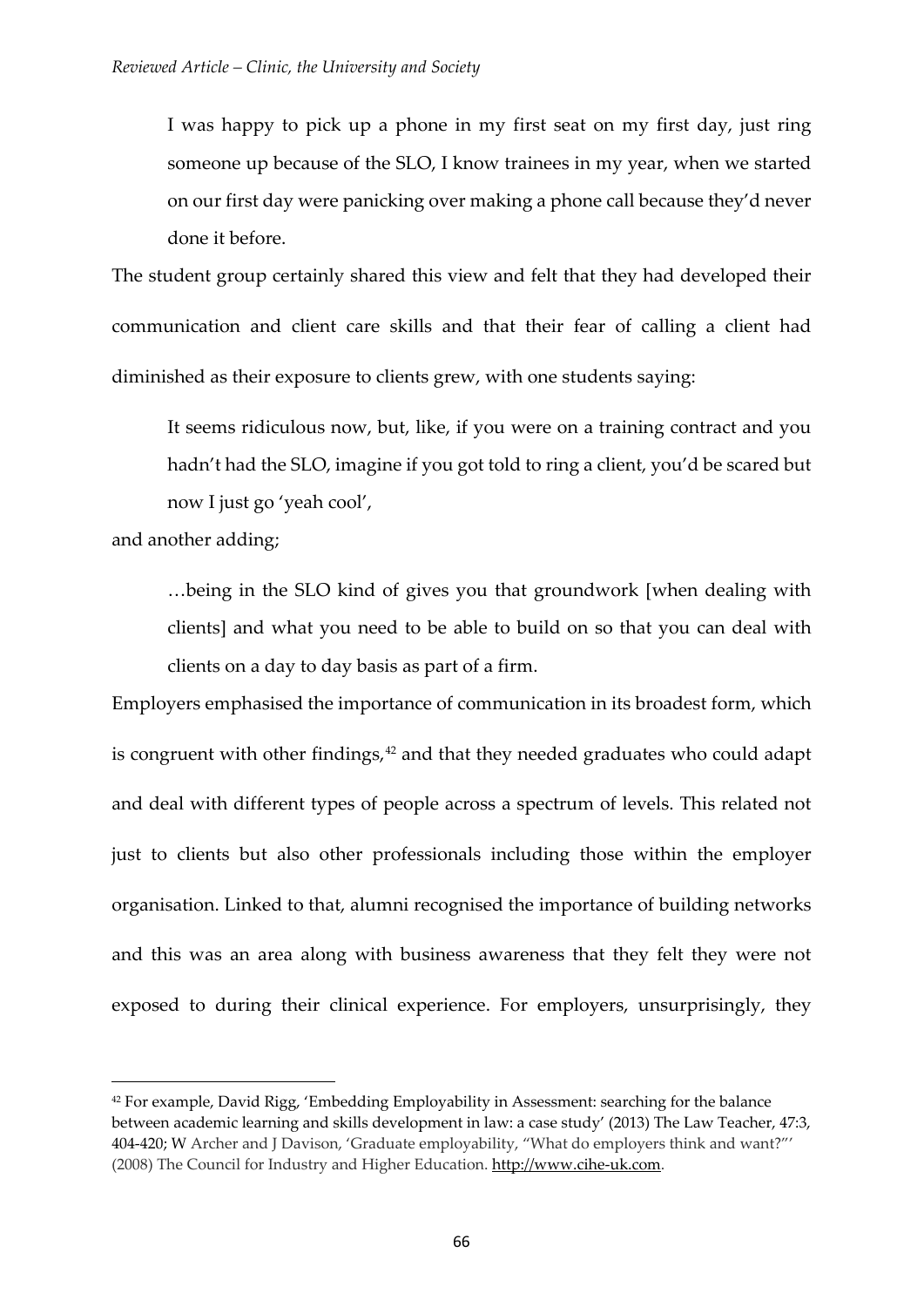> I was happy to pick up a phone in my first seat on my first day, just ring someone up because of the SLO, I know trainees in my year, when we started on our first day were panicking over making a phone call because they'd never done it before.

The student group certainly shared this view and felt that they had developed their communication and client care skills and that their fear of calling a client had diminished as their exposure to clients grew, with one students saying:

> It seems ridiculous now, but, like, if you were on a training contract and you hadn't had the SLO, imagine if you got told to ring a client, you'd be scared but now I just go 'yeah cool',

and another adding;

> …being in the SLO kind of gives you that groundwork [when dealing with clients] and what you need to be able to build on so that you can deal with clients on a day to day basis as part of a firm.

Employers emphasised the importance of communication in its broadest form, which is congruent with other findings,[42] and that they needed graduates who could adapt and deal with different types of people across a spectrum of levels. This related not just to clients but also other professionals including those within the employer organisation. Linked to that, alumni recognised the importance of building networks and this was an area along with business awareness that they felt they were not exposed to during their clinical experience. For employers, unsurprisingly, they

---

[42] For example, David Rigg, 'Embedding Employability in Assessment: searching for the balance between academic learning and skills development in law: a case study' (2013) The Law Teacher, 47:3, 404-420; W Archer and J Davison, 'Graduate employability, "What do employers think and want?"' (2008) The Council for Industry and Higher Education. http://www.cihe-uk.com.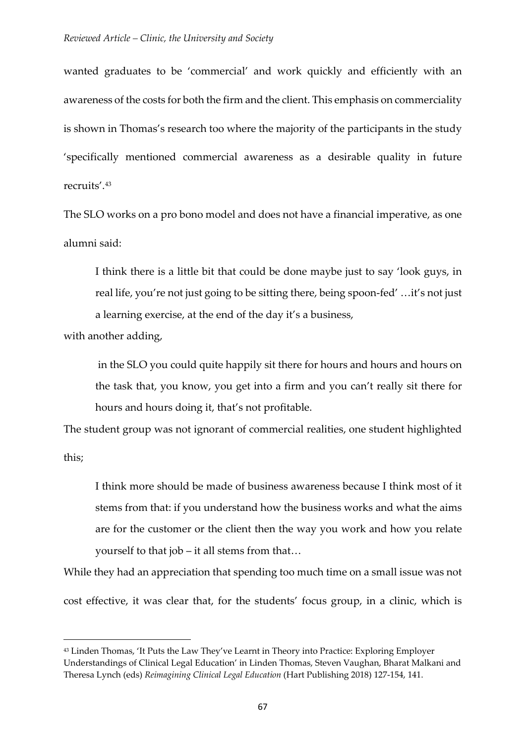wanted graduates to be 'commercial' and work quickly and efficiently with an awareness of the costs for both the firm and the client. This emphasis on commerciality is shown in Thomas's research too where the majority of the participants in the study 'specifically mentioned commercial awareness as a desirable quality in future recruits'.[43]

The SLO works on a pro bono model and does not have a financial imperative, as one alumni said:

> I think there is a little bit that could be done maybe just to say 'look guys, in real life, you're not just going to be sitting there, being spoon-fed' …it's not just a learning exercise, at the end of the day it's a business,

with another adding,

> in the SLO you could quite happily sit there for hours and hours and hours on the task that, you know, you get into a firm and you can't really sit there for hours and hours doing it, that's not profitable.

The student group was not ignorant of commercial realities, one student highlighted this;

> I think more should be made of business awareness because I think most of it stems from that: if you understand how the business works and what the aims are for the customer or the client then the way you work and how you relate yourself to that job – it all stems from that…

While they had an appreciation that spending too much time on a small issue was not cost effective, it was clear that, for the students' focus group, in a clinic, which is

---

[43] Linden Thomas, 'It Puts the Law They've Learnt in Theory into Practice: Exploring Employer Understandings of Clinical Legal Education' in Linden Thomas, Steven Vaughan, Bharat Malkani and Theresa Lynch (eds) *Reimagining Clinical Legal Education* (Hart Publishing 2018) 127-154, 141.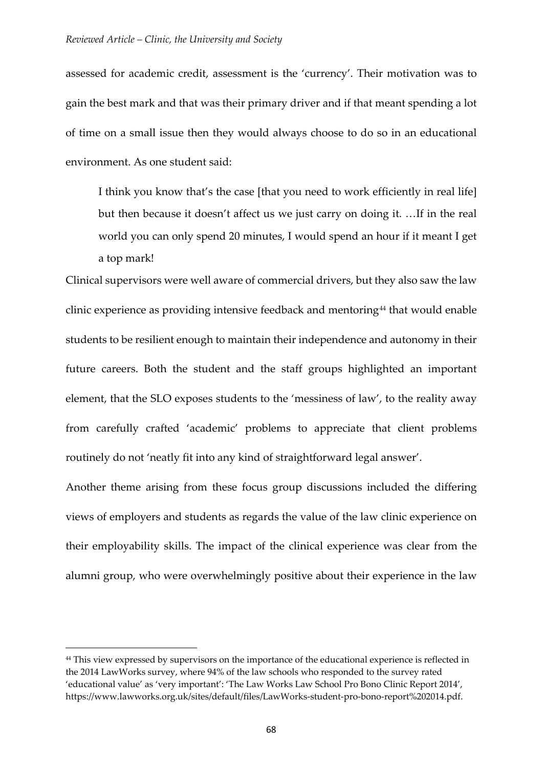assessed for academic credit, assessment is the 'currency'. Their motivation was to gain the best mark and that was their primary driver and if that meant spending a lot of time on a small issue then they would always choose to do so in an educational environment. As one student said:

> I think you know that's the case [that you need to work efficiently in real life] but then because it doesn't affect us we just carry on doing it. …If in the real world you can only spend 20 minutes, I would spend an hour if it meant I get a top mark!

Clinical supervisors were well aware of commercial drivers, but they also saw the law clinic experience as providing intensive feedback and mentoring[44] that would enable students to be resilient enough to maintain their independence and autonomy in their future careers. Both the student and the staff groups highlighted an important element, that the SLO exposes students to the 'messiness of law', to the reality away from carefully crafted 'academic' problems to appreciate that client problems routinely do not 'neatly fit into any kind of straightforward legal answer'.

Another theme arising from these focus group discussions included the differing views of employers and students as regards the value of the law clinic experience on their employability skills. The impact of the clinical experience was clear from the alumni group, who were overwhelmingly positive about their experience in the law

---

[44] This view expressed by supervisors on the importance of the educational experience is reflected in the 2014 LawWorks survey, where 94% of the law schools who responded to the survey rated 'educational value' as 'very important': 'The Law Works Law School Pro Bono Clinic Report 2014', https://www.lawworks.org.uk/sites/default/files/LawWorks-student-pro-bono-report%202014.pdf.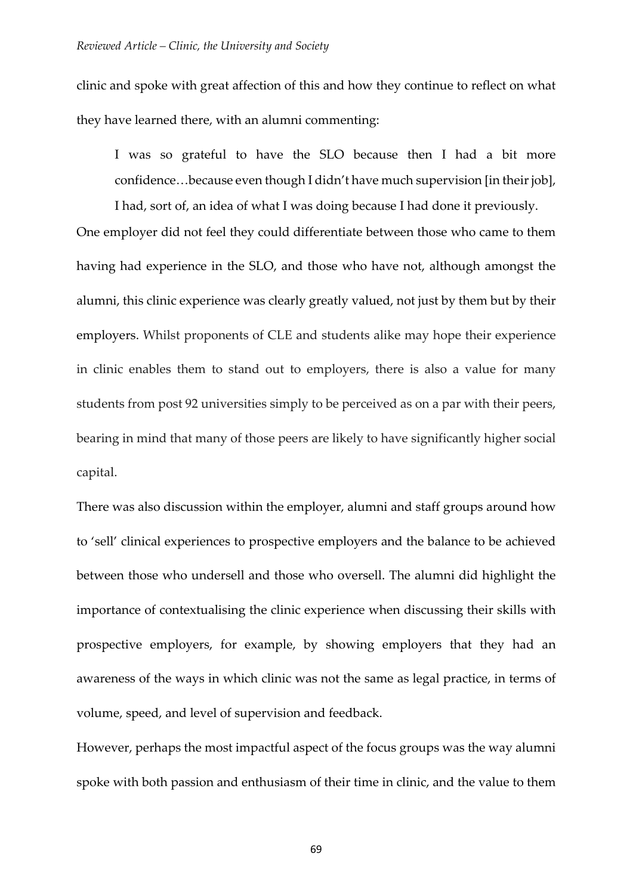clinic and spoke with great affection of this and how they continue to reflect on what they have learned there, with an alumni commenting:

> I was so grateful to have the SLO because then I had a bit more confidence…because even though I didn't have much supervision [in their job], I had, sort of, an idea of what I was doing because I had done it previously.

One employer did not feel they could differentiate between those who came to them having had experience in the SLO, and those who have not, although amongst the alumni, this clinic experience was clearly greatly valued, not just by them but by their employers. Whilst proponents of CLE and students alike may hope their experience in clinic enables them to stand out to employers, there is also a value for many students from post 92 universities simply to be perceived as on a par with their peers, bearing in mind that many of those peers are likely to have significantly higher social capital.

There was also discussion within the employer, alumni and staff groups around how to 'sell' clinical experiences to prospective employers and the balance to be achieved between those who undersell and those who oversell. The alumni did highlight the importance of contextualising the clinic experience when discussing their skills with prospective employers, for example, by showing employers that they had an awareness of the ways in which clinic was not the same as legal practice, in terms of volume, speed, and level of supervision and feedback.

However, perhaps the most impactful aspect of the focus groups was the way alumni spoke with both passion and enthusiasm of their time in clinic, and the value to them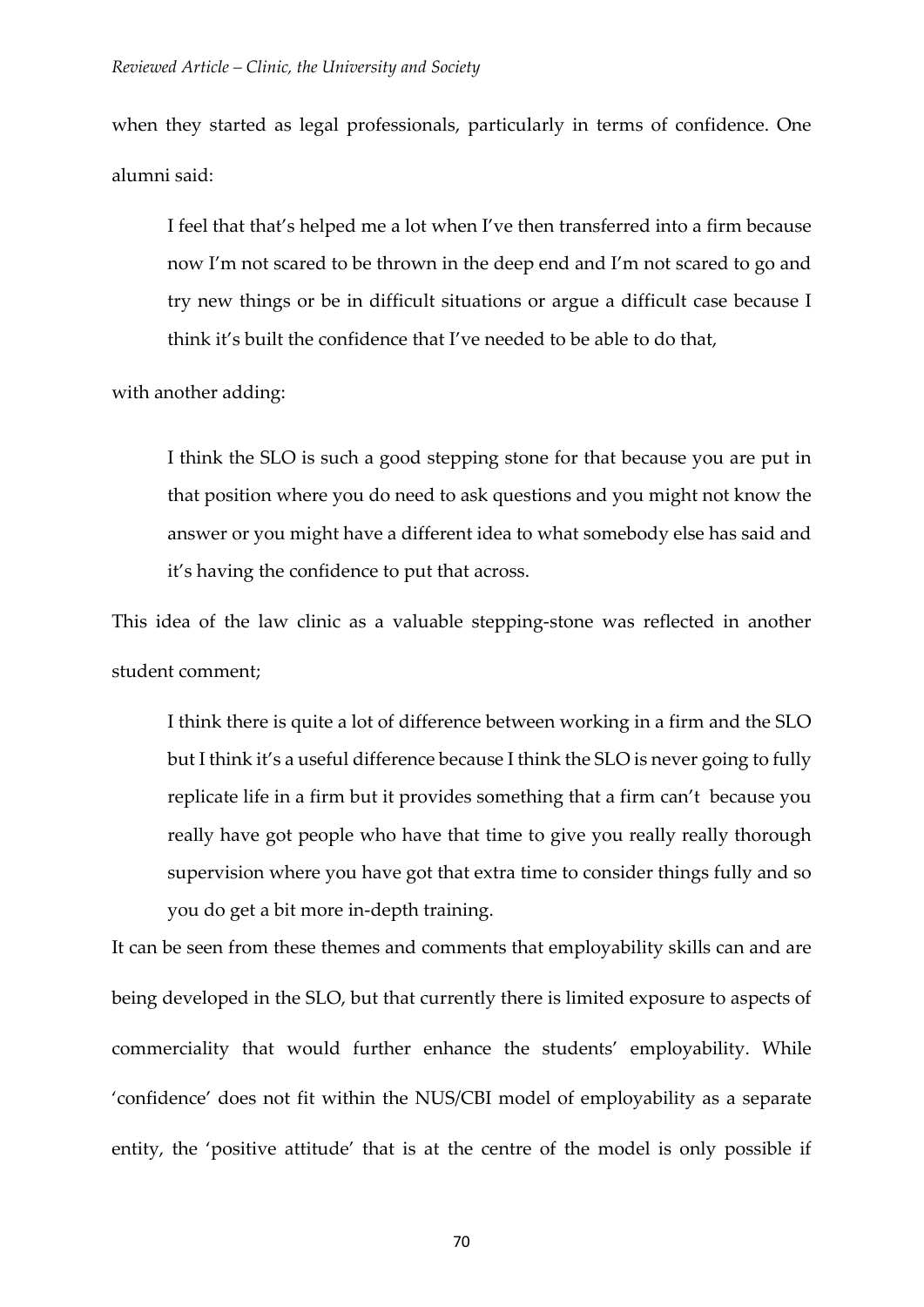when they started as legal professionals, particularly in terms of confidence. One alumni said:

> I feel that that's helped me a lot when I've then transferred into a firm because now I'm not scared to be thrown in the deep end and I'm not scared to go and try new things or be in difficult situations or argue a difficult case because I think it's built the confidence that I've needed to be able to do that,

with another adding:

> I think the SLO is such a good stepping stone for that because you are put in that position where you do need to ask questions and you might not know the answer or you might have a different idea to what somebody else has said and it's having the confidence to put that across.

This idea of the law clinic as a valuable stepping-stone was reflected in another student comment;

> I think there is quite a lot of difference between working in a firm and the SLO but I think it's a useful difference because I think the SLO is never going to fully replicate life in a firm but it provides something that a firm can't because you really have got people who have that time to give you really really thorough supervision where you have got that extra time to consider things fully and so you do get a bit more in-depth training.

It can be seen from these themes and comments that employability skills can and are being developed in the SLO, but that currently there is limited exposure to aspects of commerciality that would further enhance the students' employability. While 'confidence' does not fit within the NUS/CBI model of employability as a separate entity, the 'positive attitude' that is at the centre of the model is only possible if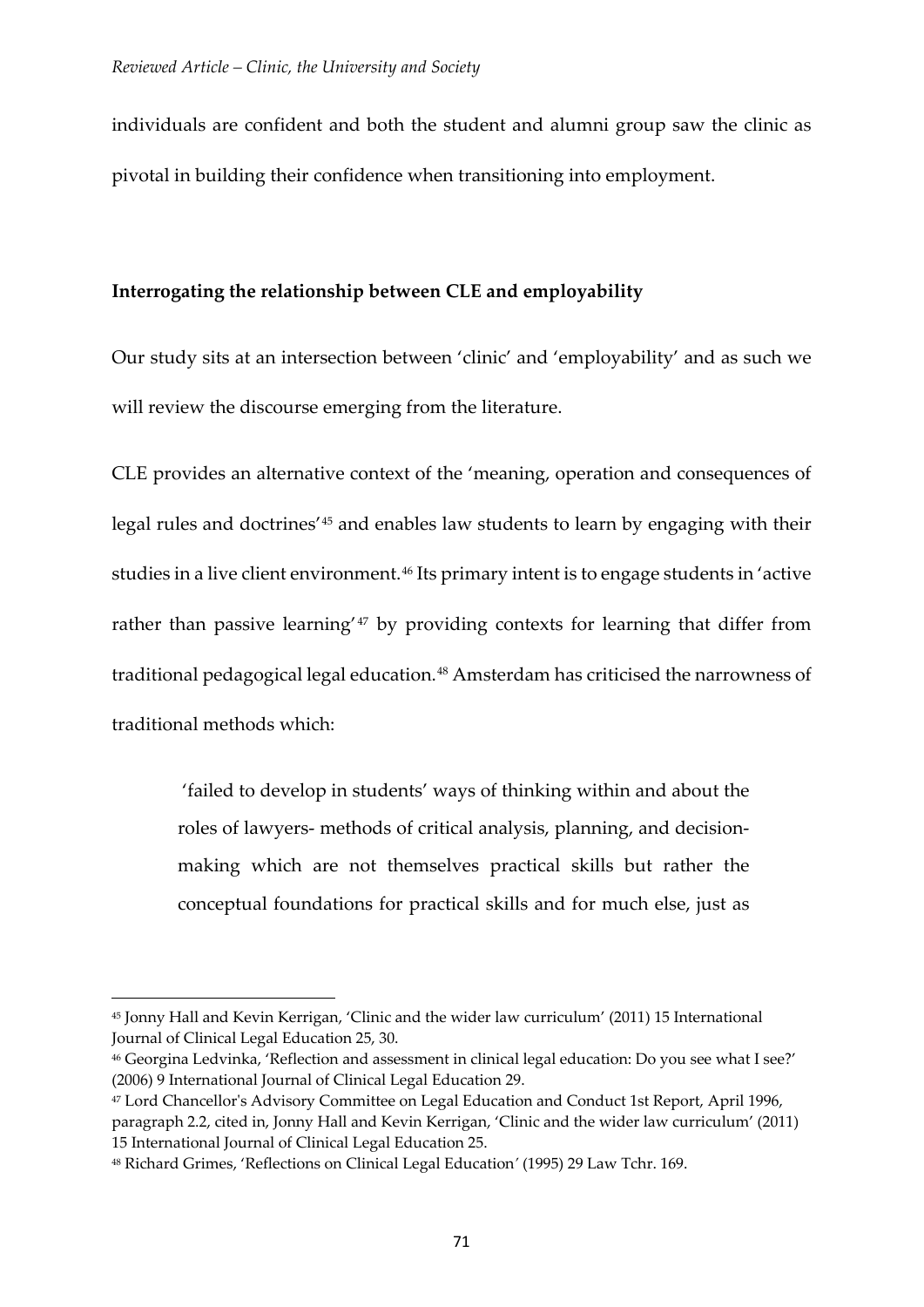individuals are confident and both the student and alumni group saw the clinic as pivotal in building their confidence when transitioning into employment.

**Interrogating the relationship between CLE and employability**

Our study sits at an intersection between 'clinic' and 'employability' and as such we will review the discourse emerging from the literature.

CLE provides an alternative context of the 'meaning, operation and consequences of legal rules and doctrines'[45] and enables law students to learn by engaging with their studies in a live client environment.[46] Its primary intent is to engage students in 'active rather than passive learning'[47] by providing contexts for learning that differ from traditional pedagogical legal education.[48] Amsterdam has criticised the narrowness of traditional methods which:

> 'failed to develop in students' ways of thinking within and about the roles of lawyers- methods of critical analysis, planning, and decision-making which are not themselves practical skills but rather the conceptual foundations for practical skills and for much else, just as

---

[45] Jonny Hall and Kevin Kerrigan, 'Clinic and the wider law curriculum' (2011) 15 International Journal of Clinical Legal Education 25, 30.

[46] Georgina Ledvinka, 'Reflection and assessment in clinical legal education: Do you see what I see?' (2006) 9 International Journal of Clinical Legal Education 29.

[47] Lord Chancellor's Advisory Committee on Legal Education and Conduct 1st Report, April 1996, paragraph 2.2, cited in, Jonny Hall and Kevin Kerrigan, 'Clinic and the wider law curriculum' (2011) 15 International Journal of Clinical Legal Education 25.

[48] Richard Grimes, 'Reflections on Clinical Legal Education' (1995) 29 Law Tchr. 169.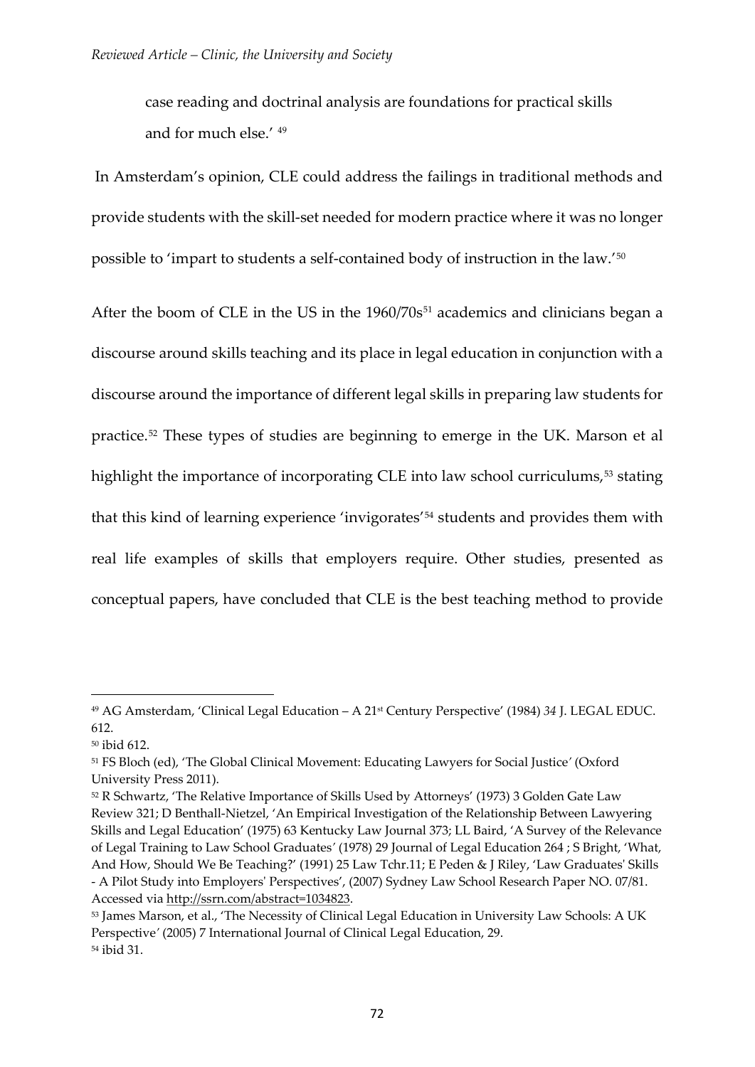case reading and doctrinal analysis are foundations for practical skills and for much else.' [49]

In Amsterdam's opinion, CLE could address the failings in traditional methods and provide students with the skill-set needed for modern practice where it was no longer possible to 'impart to students a self-contained body of instruction in the law.'[50]

After the boom of CLE in the US in the 1960/70s[51] academics and clinicians began a discourse around skills teaching and its place in legal education in conjunction with a discourse around the importance of different legal skills in preparing law students for practice.[52] These types of studies are beginning to emerge in the UK. Marson et al highlight the importance of incorporating CLE into law school curriculums,[53] stating that this kind of learning experience 'invigorates'[54] students and provides them with real life examples of skills that employers require. Other studies, presented as conceptual papers, have concluded that CLE is the best teaching method to provide

---

[49] AG Amsterdam, 'Clinical Legal Education – A 21st Century Perspective' (1984) *34* J. LEGAL EDUC. 612.

[50] ibid 612.

[51] FS Bloch (ed), 'The Global Clinical Movement: Educating Lawyers for Social Justice' (Oxford University Press 2011).

[52] R Schwartz, 'The Relative Importance of Skills Used by Attorneys' (1973) 3 Golden Gate Law Review 321; D Benthall-Nietzel, 'An Empirical Investigation of the Relationship Between Lawyering Skills and Legal Education' (1975) 63 Kentucky Law Journal 373; LL Baird, 'A Survey of the Relevance of Legal Training to Law School Graduates' (1978) 29 Journal of Legal Education 264 ; S Bright, 'What, And How, Should We Be Teaching?' (1991) 25 Law Tchr.11; E Peden & J Riley, 'Law Graduates' Skills - A Pilot Study into Employers' Perspectives', (2007) Sydney Law School Research Paper NO. 07/81. Accessed via http://ssrn.com/abstract=1034823.

[53] James Marson, et al., 'The Necessity of Clinical Legal Education in University Law Schools: A UK Perspective' (2005) 7 International Journal of Clinical Legal Education, 29.

[54] ibid 31.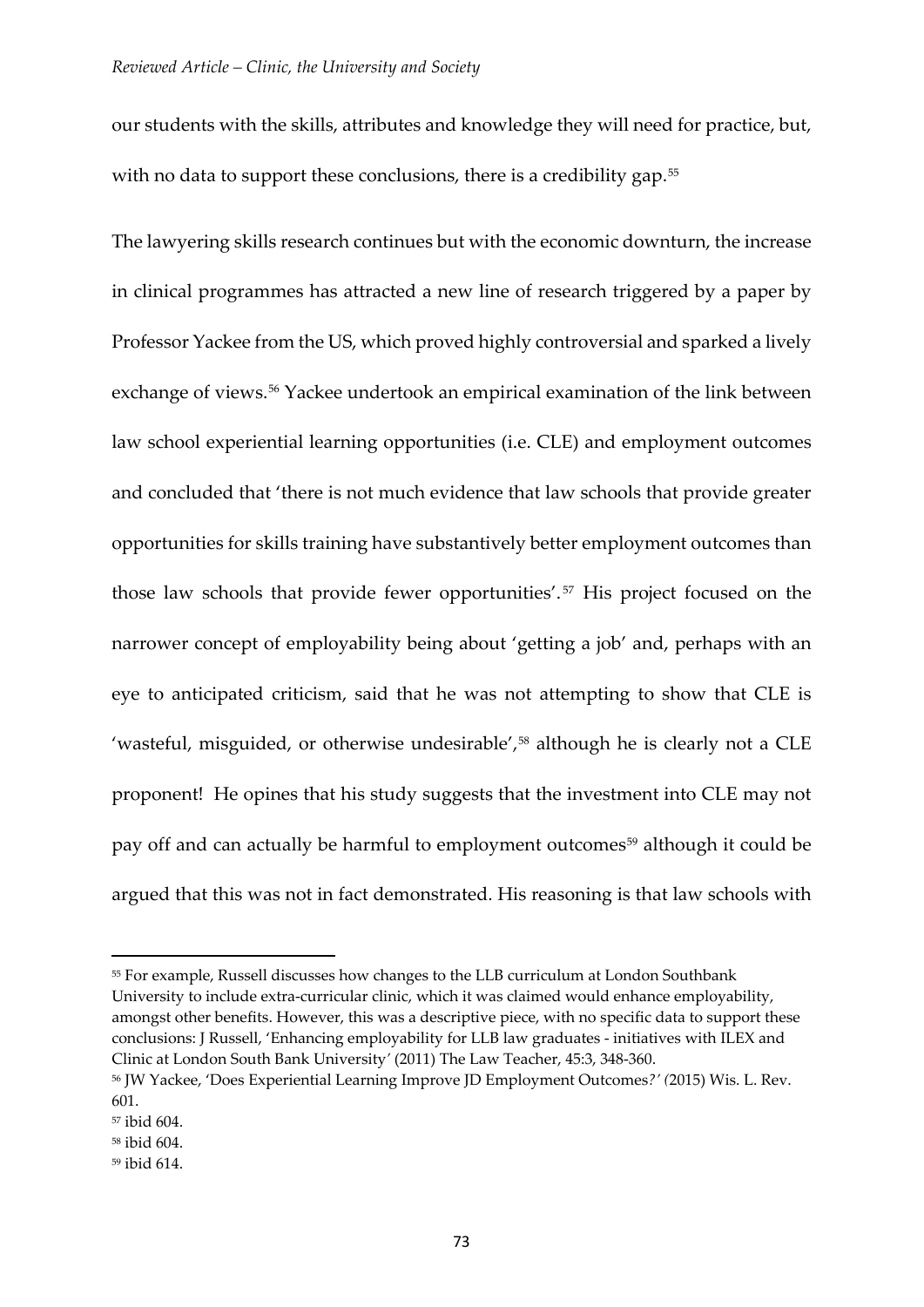our students with the skills, attributes and knowledge they will need for practice, but, with no data to support these conclusions, there is a credibility gap.[55]

The lawyering skills research continues but with the economic downturn, the increase in clinical programmes has attracted a new line of research triggered by a paper by Professor Yackee from the US, which proved highly controversial and sparked a lively exchange of views.[56] Yackee undertook an empirical examination of the link between law school experiential learning opportunities (i.e. CLE) and employment outcomes and concluded that 'there is not much evidence that law schools that provide greater opportunities for skills training have substantively better employment outcomes than those law schools that provide fewer opportunities'.[57] His project focused on the narrower concept of employability being about 'getting a job' and, perhaps with an eye to anticipated criticism, said that he was not attempting to show that CLE is 'wasteful, misguided, or otherwise undesirable',[58] although he is clearly not a CLE proponent! He opines that his study suggests that the investment into CLE may not pay off and can actually be harmful to employment outcomes[59] although it could be argued that this was not in fact demonstrated. His reasoning is that law schools with

---

[55] For example, Russell discusses how changes to the LLB curriculum at London Southbank University to include extra-curricular clinic, which it was claimed would enhance employability, amongst other benefits. However, this was a descriptive piece, with no specific data to support these conclusions: J Russell, 'Enhancing employability for LLB law graduates - initiatives with ILEX and Clinic at London South Bank University' (2011) The Law Teacher, 45:3, 348-360.

[56] JW Yackee, 'Does Experiential Learning Improve JD Employment Outcomes?' (2015) Wis. L. Rev. 601.

[57] ibid 604.

[58] ibid 604.

[59] ibid 614.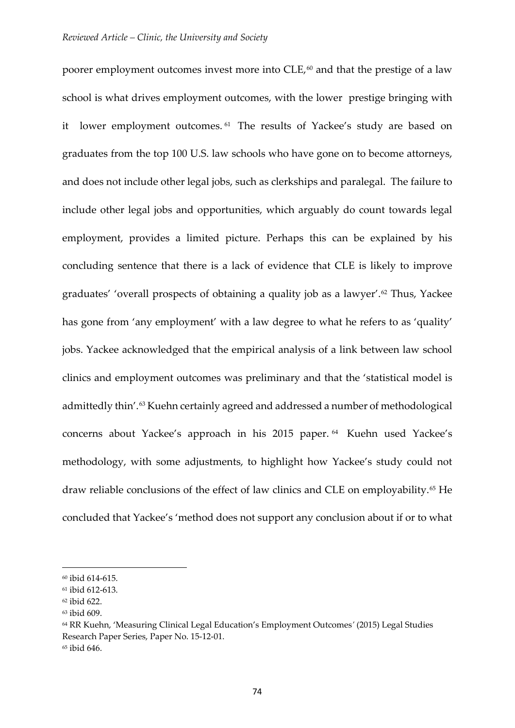poorer employment outcomes invest more into CLE,[60] and that the prestige of a law school is what drives employment outcomes, with the lower prestige bringing with it lower employment outcomes.[61] The results of Yackee's study are based on graduates from the top 100 U.S. law schools who have gone on to become attorneys, and does not include other legal jobs, such as clerkships and paralegal. The failure to include other legal jobs and opportunities, which arguably do count towards legal employment, provides a limited picture. Perhaps this can be explained by his concluding sentence that there is a lack of evidence that CLE is likely to improve graduates' 'overall prospects of obtaining a quality job as a lawyer'.[62] Thus, Yackee has gone from 'any employment' with a law degree to what he refers to as 'quality' jobs. Yackee acknowledged that the empirical analysis of a link between law school clinics and employment outcomes was preliminary and that the 'statistical model is admittedly thin'.[63] Kuehn certainly agreed and addressed a number of methodological concerns about Yackee's approach in his 2015 paper.[64] Kuehn used Yackee's methodology, with some adjustments, to highlight how Yackee's study could not draw reliable conclusions of the effect of law clinics and CLE on employability.[65] He concluded that Yackee's 'method does not support any conclusion about if or to what

---

[60] ibid 614-615.

[61] ibid 612-613.

[62] ibid 622.

[63] ibid 609.

[64] RR Kuehn, 'Measuring Clinical Legal Education's Employment Outcomes' (2015) Legal Studies Research Paper Series, Paper No. 15-12-01.

[65] ibid 646.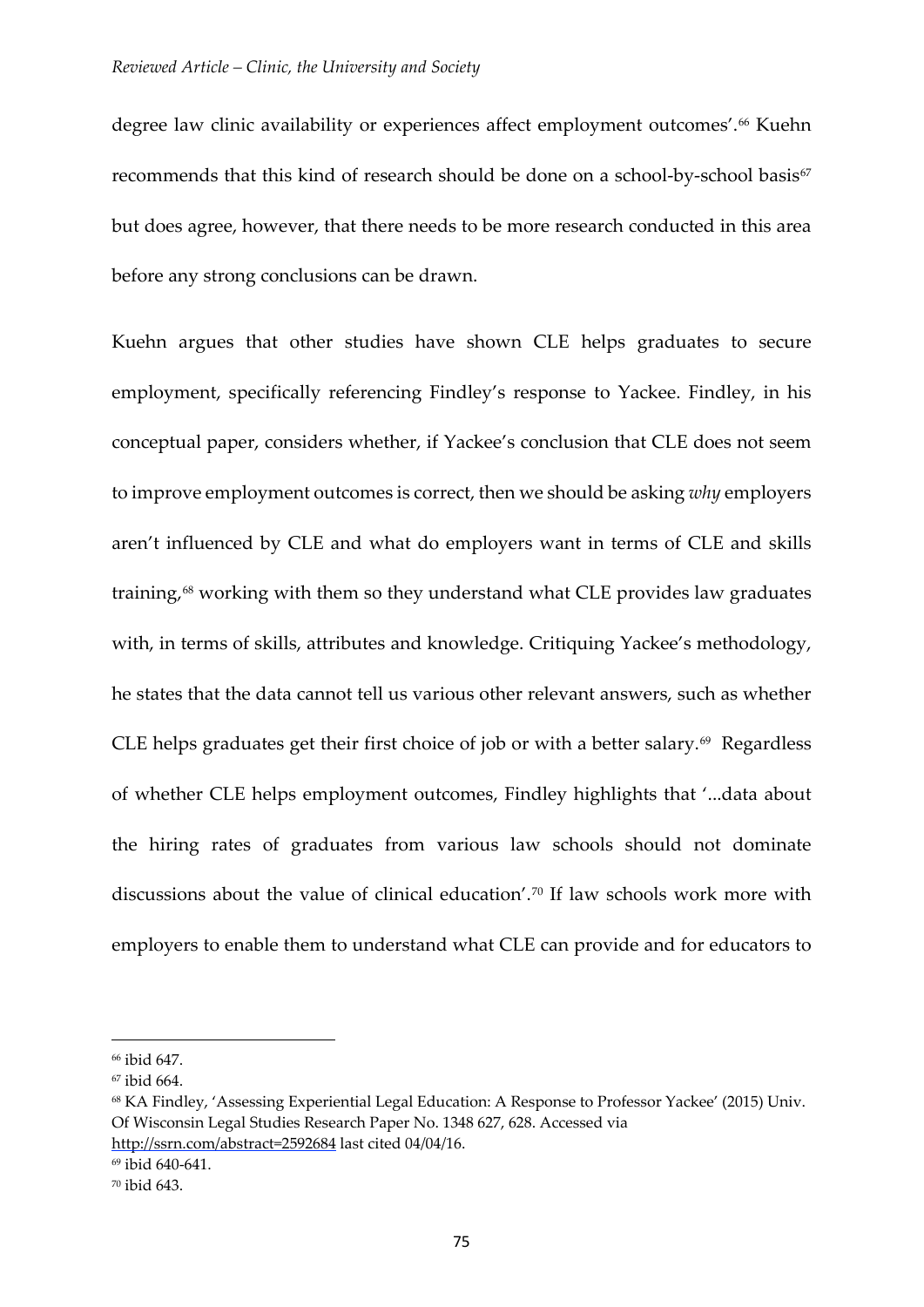degree law clinic availability or experiences affect employment outcomes'.[66] Kuehn recommends that this kind of research should be done on a school-by-school basis[67] but does agree, however, that there needs to be more research conducted in this area before any strong conclusions can be drawn.

Kuehn argues that other studies have shown CLE helps graduates to secure employment, specifically referencing Findley's response to Yackee. Findley, in his conceptual paper, considers whether, if Yackee's conclusion that CLE does not seem to improve employment outcomes is correct, then we should be asking *why* employers aren't influenced by CLE and what do employers want in terms of CLE and skills training,[68] working with them so they understand what CLE provides law graduates with, in terms of skills, attributes and knowledge. Critiquing Yackee's methodology, he states that the data cannot tell us various other relevant answers, such as whether CLE helps graduates get their first choice of job or with a better salary.[69] Regardless of whether CLE helps employment outcomes, Findley highlights that '...data about the hiring rates of graduates from various law schools should not dominate discussions about the value of clinical education'.[70] If law schools work more with employers to enable them to understand what CLE can provide and for educators to

---

[66] ibid 647.

[67] ibid 664.

[68] KA Findley, 'Assessing Experiential Legal Education: A Response to Professor Yackee' (2015) Univ. Of Wisconsin Legal Studies Research Paper No. 1348 627, 628. Accessed via http://ssrn.com/abstract=2592684 last cited 04/04/16.

[69] ibid 640-641.

[70] ibid 643.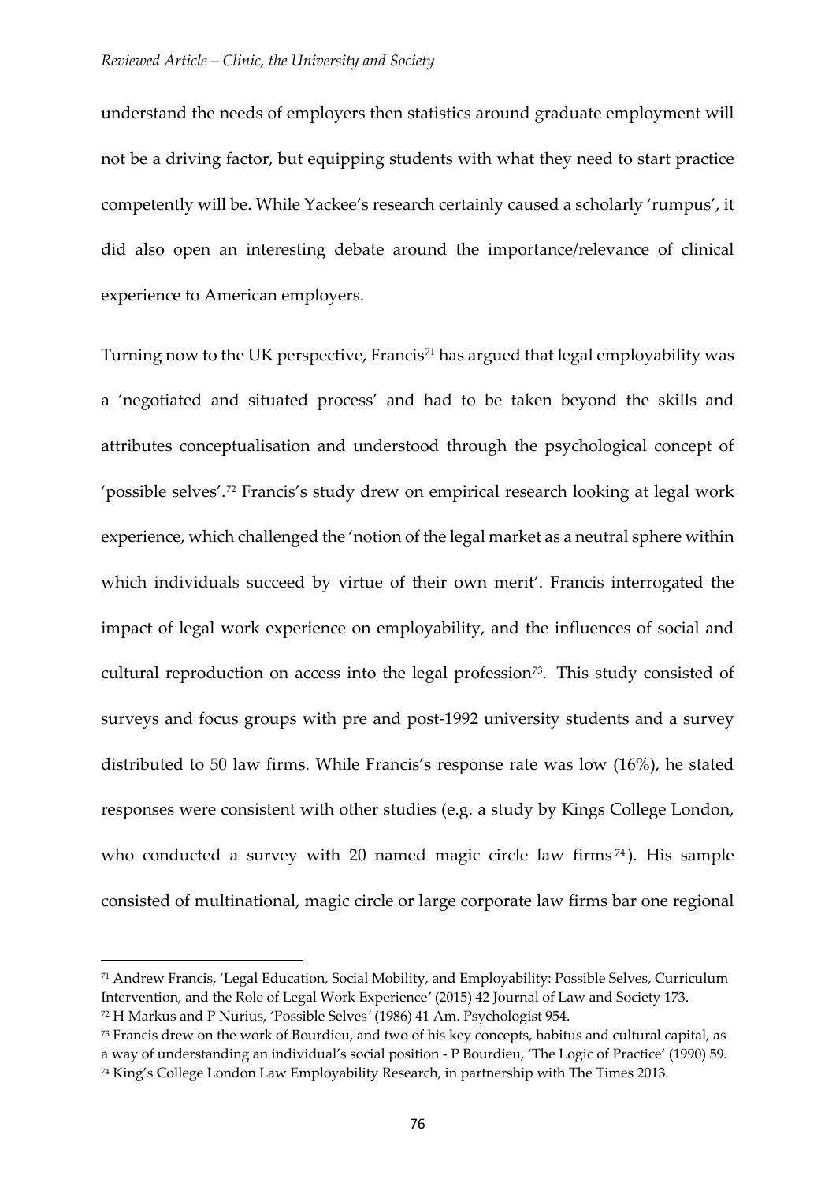understand the needs of employers then statistics around graduate employment will not be a driving factor, but equipping students with what they need to start practice competently will be. While Yackee's research certainly caused a scholarly 'rumpus', it did also open an interesting debate around the importance/relevance of clinical experience to American employers.

Turning now to the UK perspective, Francis[71] has argued that legal employability was a 'negotiated and situated process' and had to be taken beyond the skills and attributes conceptualisation and understood through the psychological concept of 'possible selves'.[72] Francis's study drew on empirical research looking at legal work experience, which challenged the 'notion of the legal market as a neutral sphere within which individuals succeed by virtue of their own merit'. Francis interrogated the impact of legal work experience on employability, and the influences of social and cultural reproduction on access into the legal profession[73]. This study consisted of surveys and focus groups with pre and post-1992 university students and a survey distributed to 50 law firms. While Francis's response rate was low (16%), he stated responses were consistent with other studies (e.g. a study by Kings College London, who conducted a survey with 20 named magic circle law firms[74]). His sample consisted of multinational, magic circle or large corporate law firms bar one regional

---

[71] Andrew Francis, 'Legal Education, Social Mobility, and Employability: Possible Selves, Curriculum Intervention, and the Role of Legal Work Experience' (2015) 42 Journal of Law and Society 173.

[72] H Markus and P Nurius, 'Possible Selves' (1986) 41 Am. Psychologist 954.

[73] Francis drew on the work of Bourdieu, and two of his key concepts, habitus and cultural capital, as a way of understanding an individual's social position - P Bourdieu, 'The Logic of Practice' (1990) 59.

[74] King's College London Law Employability Research, in partnership with The Times 2013.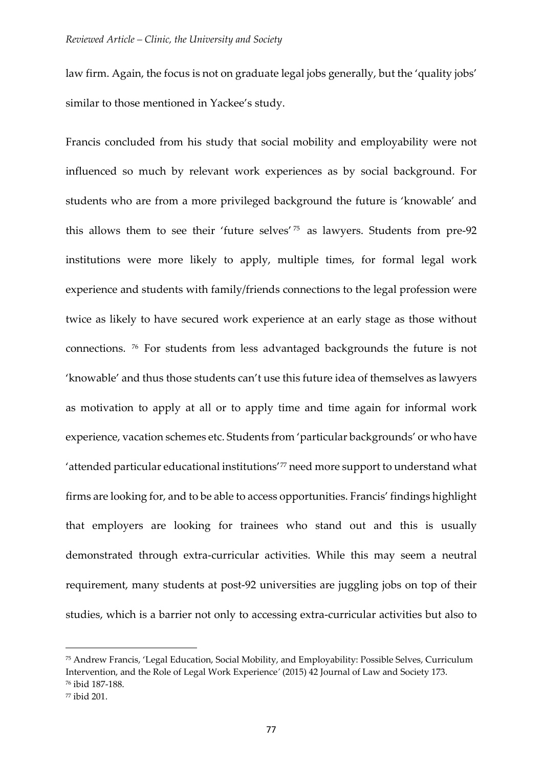law firm. Again, the focus is not on graduate legal jobs generally, but the 'quality jobs' similar to those mentioned in Yackee's study.

Francis concluded from his study that social mobility and employability were not influenced so much by relevant work experiences as by social background. For students who are from a more privileged background the future is 'knowable' and this allows them to see their 'future selves'[75] as lawyers. Students from pre-92 institutions were more likely to apply, multiple times, for formal legal work experience and students with family/friends connections to the legal profession were twice as likely to have secured work experience at an early stage as those without connections.[76] For students from less advantaged backgrounds the future is not 'knowable' and thus those students can't use this future idea of themselves as lawyers as motivation to apply at all or to apply time and time again for informal work experience, vacation schemes etc. Students from 'particular backgrounds' or who have 'attended particular educational institutions'[77] need more support to understand what firms are looking for, and to be able to access opportunities. Francis' findings highlight that employers are looking for trainees who stand out and this is usually demonstrated through extra-curricular activities. While this may seem a neutral requirement, many students at post-92 universities are juggling jobs on top of their studies, which is a barrier not only to accessing extra-curricular activities but also to

---

[75] Andrew Francis, 'Legal Education, Social Mobility, and Employability: Possible Selves, Curriculum Intervention, and the Role of Legal Work Experience' (2015) 42 Journal of Law and Society 173.

[76] ibid 187-188.

[77] ibid 201.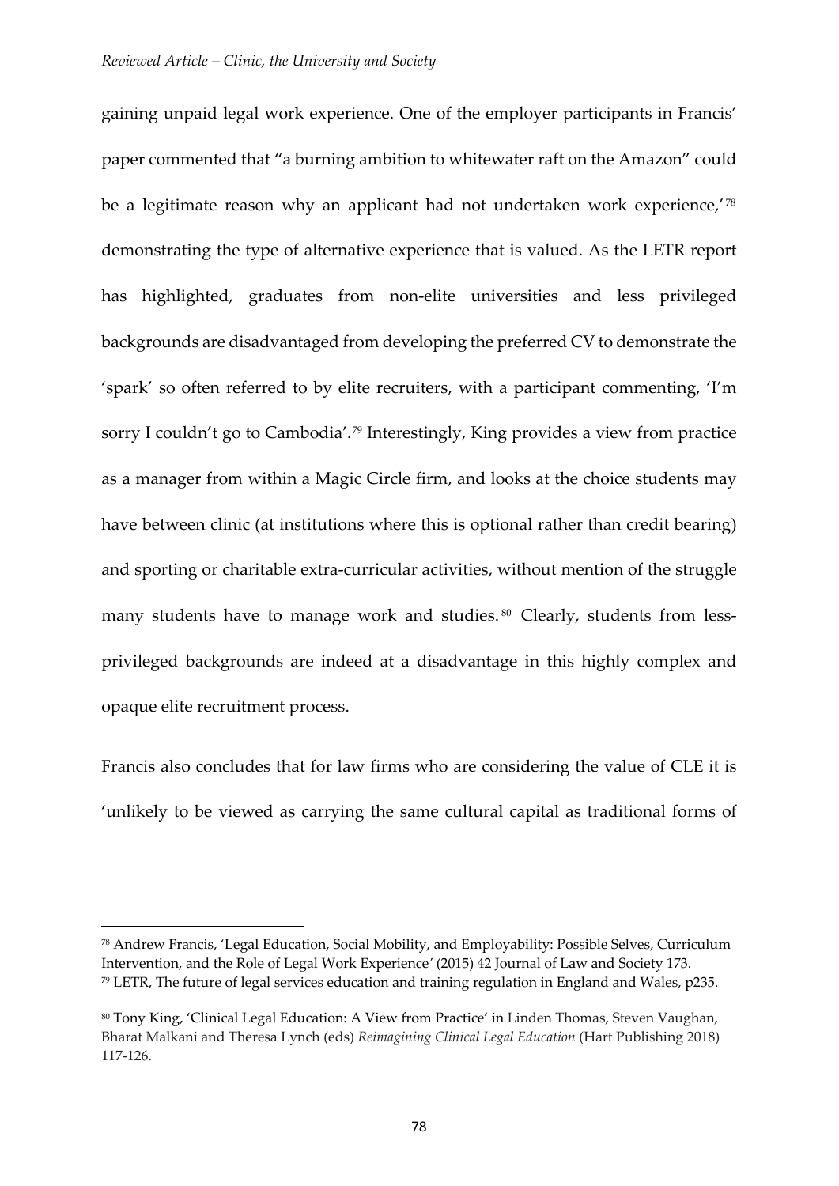gaining unpaid legal work experience. One of the employer participants in Francis' paper commented that "a burning ambition to whitewater raft on the Amazon" could be a legitimate reason why an applicant had not undertaken work experience,'[78] demonstrating the type of alternative experience that is valued. As the LETR report has highlighted, graduates from non-elite universities and less privileged backgrounds are disadvantaged from developing the preferred CV to demonstrate the 'spark' so often referred to by elite recruiters, with a participant commenting, 'I'm sorry I couldn't go to Cambodia'.[79] Interestingly, King provides a view from practice as a manager from within a Magic Circle firm, and looks at the choice students may have between clinic (at institutions where this is optional rather than credit bearing) and sporting or charitable extra-curricular activities, without mention of the struggle many students have to manage work and studies.[80] Clearly, students from less-privileged backgrounds are indeed at a disadvantage in this highly complex and opaque elite recruitment process.

Francis also concludes that for law firms who are considering the value of CLE it is 'unlikely to be viewed as carrying the same cultural capital as traditional forms of

---

[78] Andrew Francis, 'Legal Education, Social Mobility, and Employability: Possible Selves, Curriculum Intervention, and the Role of Legal Work Experience' (2015) 42 Journal of Law and Society 173.

[79] LETR, The future of legal services education and training regulation in England and Wales, p235.

[80] Tony King, 'Clinical Legal Education: A View from Practice' in Linden Thomas, Steven Vaughan, Bharat Malkani and Theresa Lynch (eds) *Reimagining Clinical Legal Education* (Hart Publishing 2018) 117-126.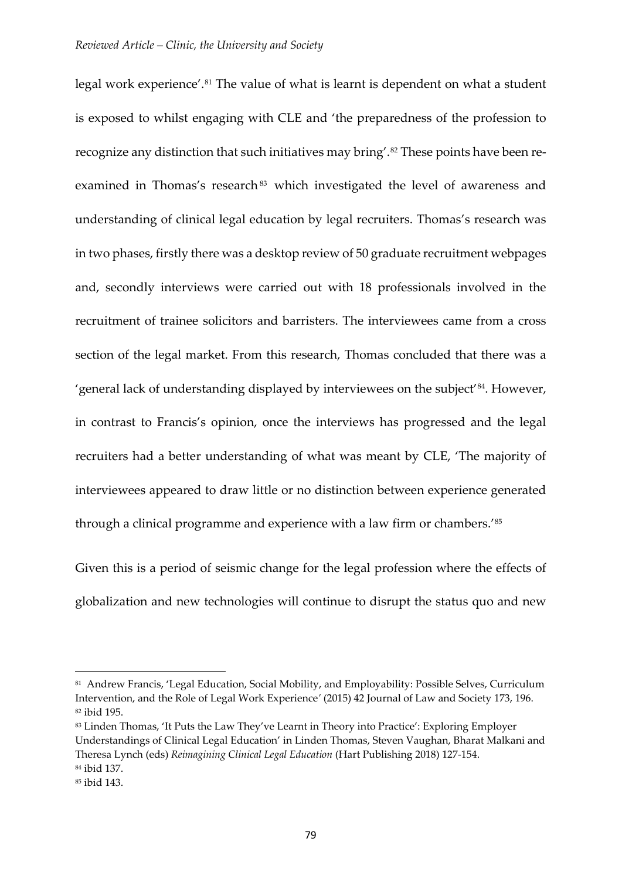legal work experience'.[81] The value of what is learnt is dependent on what a student is exposed to whilst engaging with CLE and 'the preparedness of the profession to recognize any distinction that such initiatives may bring'.[82] These points have been re-examined in Thomas's research[83] which investigated the level of awareness and understanding of clinical legal education by legal recruiters. Thomas's research was in two phases, firstly there was a desktop review of 50 graduate recruitment webpages and, secondly interviews were carried out with 18 professionals involved in the recruitment of trainee solicitors and barristers. The interviewees came from a cross section of the legal market. From this research, Thomas concluded that there was a 'general lack of understanding displayed by interviewees on the subject'[84]. However, in contrast to Francis's opinion, once the interviews has progressed and the legal recruiters had a better understanding of what was meant by CLE, 'The majority of interviewees appeared to draw little or no distinction between experience generated through a clinical programme and experience with a law firm or chambers.'[85]

Given this is a period of seismic change for the legal profession where the effects of globalization and new technologies will continue to disrupt the status quo and new

---

[81] Andrew Francis, 'Legal Education, Social Mobility, and Employability: Possible Selves, Curriculum Intervention, and the Role of Legal Work Experience' (2015) 42 Journal of Law and Society 173, 196.
[82] ibid 195.
[83] Linden Thomas, 'It Puts the Law They've Learnt in Theory into Practice': Exploring Employer Understandings of Clinical Legal Education' in Linden Thomas, Steven Vaughan, Bharat Malkani and Theresa Lynch (eds) *Reimagining Clinical Legal Education* (Hart Publishing 2018) 127-154.
[84] ibid 137.
[85] ibid 143.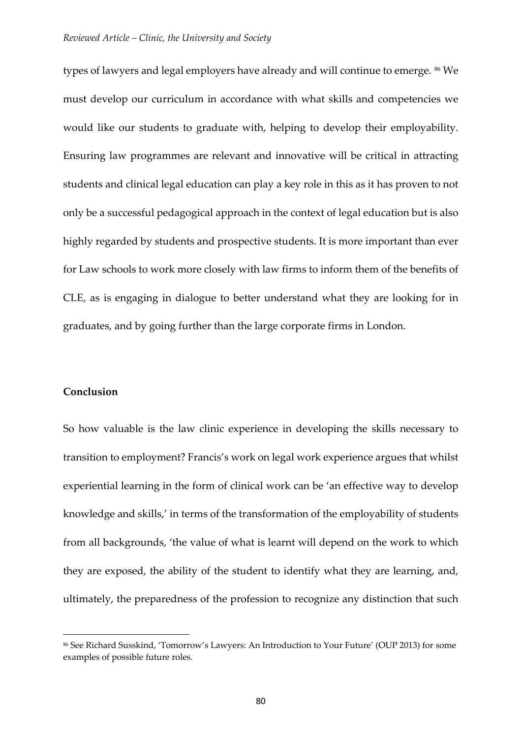types of lawyers and legal employers have already and will continue to emerge. [86] We must develop our curriculum in accordance with what skills and competencies we would like our students to graduate with, helping to develop their employability. Ensuring law programmes are relevant and innovative will be critical in attracting students and clinical legal education can play a key role in this as it has proven to not only be a successful pedagogical approach in the context of legal education but is also highly regarded by students and prospective students. It is more important than ever for Law schools to work more closely with law firms to inform them of the benefits of CLE, as is engaging in dialogue to better understand what they are looking for in graduates, and by going further than the large corporate firms in London.

## Conclusion

So how valuable is the law clinic experience in developing the skills necessary to transition to employment? Francis's work on legal work experience argues that whilst experiential learning in the form of clinical work can be 'an effective way to develop knowledge and skills,' in terms of the transformation of the employability of students from all backgrounds, 'the value of what is learnt will depend on the work to which they are exposed, the ability of the student to identify what they are learning, and, ultimately, the preparedness of the profession to recognize any distinction that such

---

[86] See Richard Susskind, 'Tomorrow's Lawyers: An Introduction to Your Future' (OUP 2013) for some examples of possible future roles.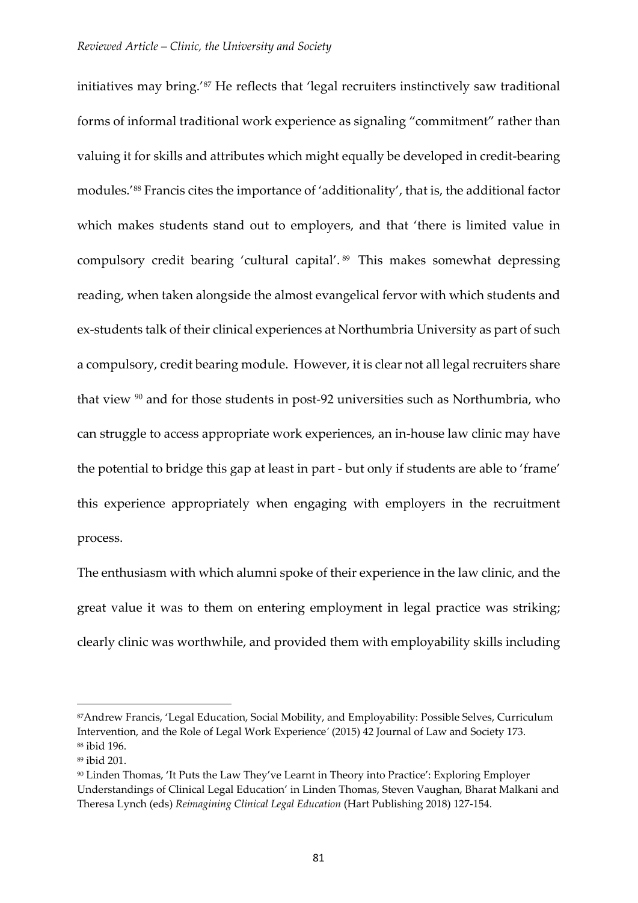initiatives may bring.'[87] He reflects that 'legal recruiters instinctively saw traditional forms of informal traditional work experience as signaling "commitment" rather than valuing it for skills and attributes which might equally be developed in credit-bearing modules.'[88] Francis cites the importance of 'additionality', that is, the additional factor which makes students stand out to employers, and that 'there is limited value in compulsory credit bearing 'cultural capital'.[89] This makes somewhat depressing reading, when taken alongside the almost evangelical fervor with which students and ex-students talk of their clinical experiences at Northumbria University as part of such a compulsory, credit bearing module. However, it is clear not all legal recruiters share that view [90] and for those students in post-92 universities such as Northumbria, who can struggle to access appropriate work experiences, an in-house law clinic may have the potential to bridge this gap at least in part - but only if students are able to 'frame' this experience appropriately when engaging with employers in the recruitment process.

The enthusiasm with which alumni spoke of their experience in the law clinic, and the great value it was to them on entering employment in legal practice was striking; clearly clinic was worthwhile, and provided them with employability skills including

---

[87] Andrew Francis, 'Legal Education, Social Mobility, and Employability: Possible Selves, Curriculum Intervention, and the Role of Legal Work Experience' (2015) 42 Journal of Law and Society 173.

[88] ibid 196.

[89] ibid 201.

[90] Linden Thomas, 'It Puts the Law They've Learnt in Theory into Practice': Exploring Employer Understandings of Clinical Legal Education' in Linden Thomas, Steven Vaughan, Bharat Malkani and Theresa Lynch (eds) *Reimagining Clinical Legal Education* (Hart Publishing 2018) 127-154.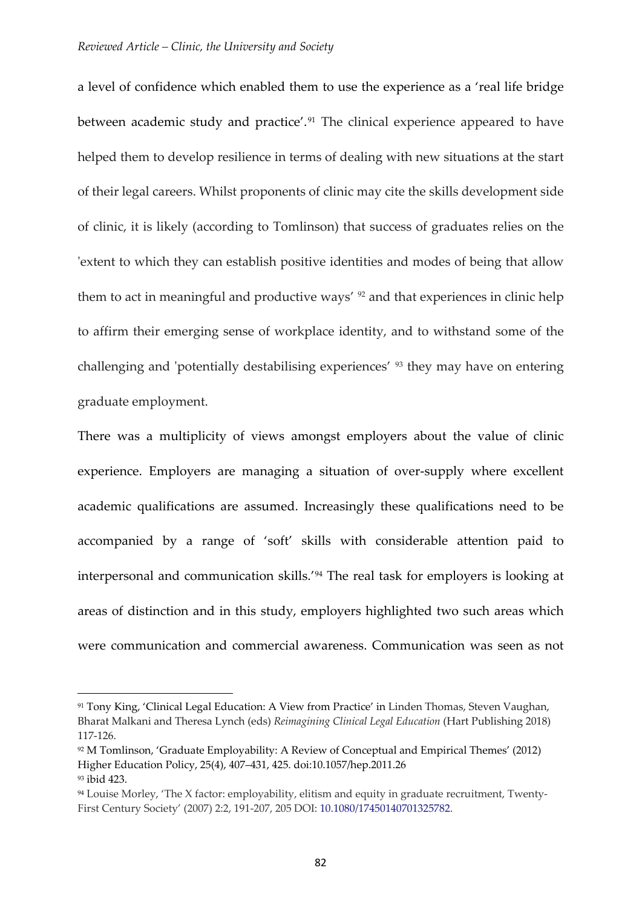a level of confidence which enabled them to use the experience as a 'real life bridge between academic study and practice'.[91] The clinical experience appeared to have helped them to develop resilience in terms of dealing with new situations at the start of their legal careers. Whilst proponents of clinic may cite the skills development side of clinic, it is likely (according to Tomlinson) that success of graduates relies on the 'extent to which they can establish positive identities and modes of being that allow them to act in meaningful and productive ways' [92] and that experiences in clinic help to affirm their emerging sense of workplace identity, and to withstand some of the challenging and 'potentially destabilising experiences' [93] they may have on entering graduate employment.

There was a multiplicity of views amongst employers about the value of clinic experience. Employers are managing a situation of over-supply where excellent academic qualifications are assumed. Increasingly these qualifications need to be accompanied by a range of 'soft' skills with considerable attention paid to interpersonal and communication skills.'[94] The real task for employers is looking at areas of distinction and in this study, employers highlighted two such areas which were communication and commercial awareness. Communication was seen as not

---

[91] Tony King, 'Clinical Legal Education: A View from Practice' in Linden Thomas, Steven Vaughan, Bharat Malkani and Theresa Lynch (eds) *Reimagining Clinical Legal Education* (Hart Publishing 2018) 117-126.

[92] M Tomlinson, 'Graduate Employability: A Review of Conceptual and Empirical Themes' (2012) Higher Education Policy, 25(4), 407–431, 425. doi:10.1057/hep.2011.26

[93] ibid 423.

[94] Louise Morley, 'The X factor: employability, elitism and equity in graduate recruitment, Twenty-First Century Society' (2007) 2:2, 191-207, 205 DOI: 10.1080/17450140701325782.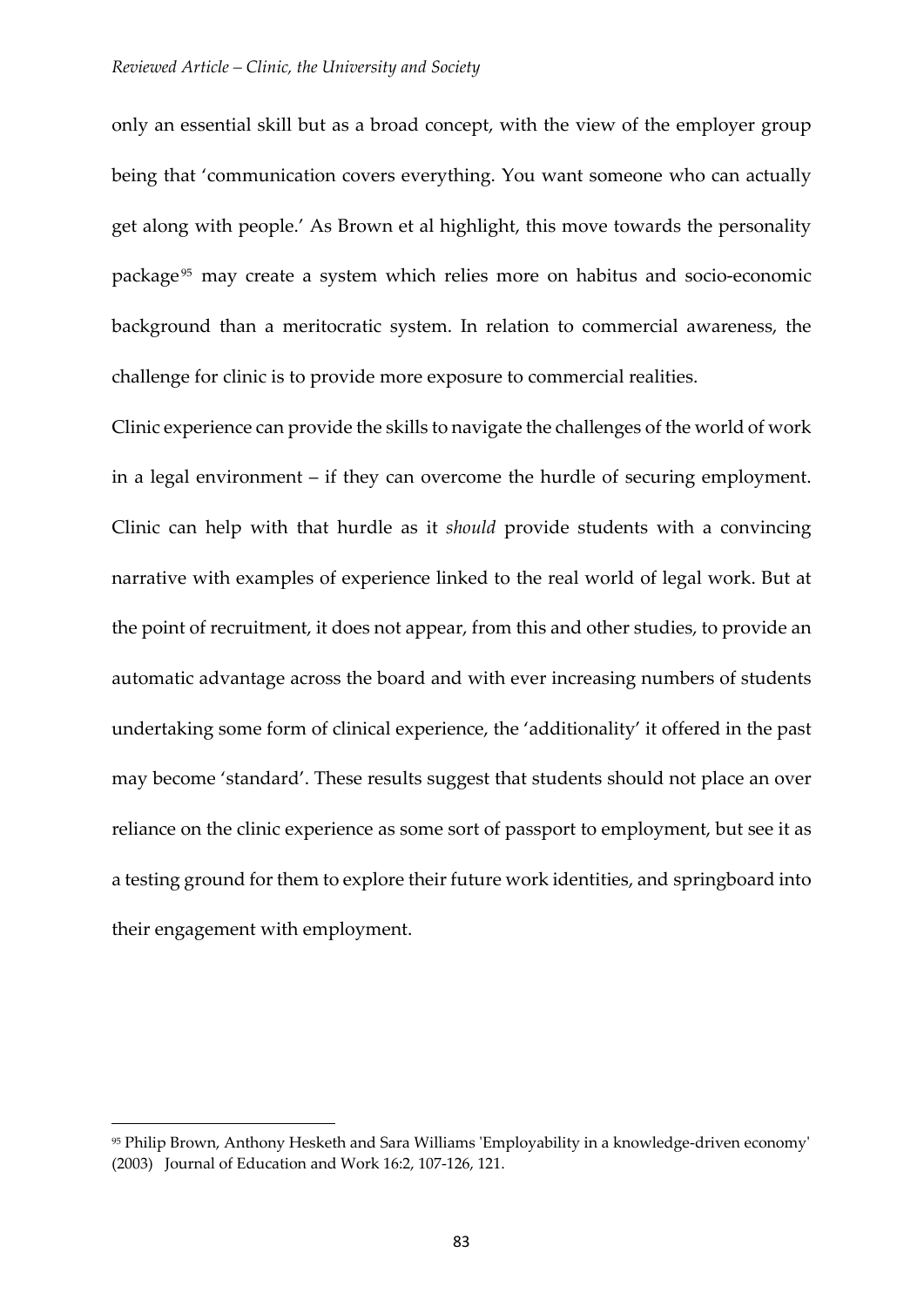only an essential skill but as a broad concept, with the view of the employer group being that 'communication covers everything. You want someone who can actually get along with people.' As Brown et al highlight, this move towards the personality package[95] may create a system which relies more on habitus and socio-economic background than a meritocratic system. In relation to commercial awareness, the challenge for clinic is to provide more exposure to commercial realities.

Clinic experience can provide the skills to navigate the challenges of the world of work in a legal environment – if they can overcome the hurdle of securing employment. Clinic can help with that hurdle as it *should* provide students with a convincing narrative with examples of experience linked to the real world of legal work. But at the point of recruitment, it does not appear, from this and other studies, to provide an automatic advantage across the board and with ever increasing numbers of students undertaking some form of clinical experience, the 'additionality' it offered in the past may become 'standard'. These results suggest that students should not place an over reliance on the clinic experience as some sort of passport to employment, but see it as a testing ground for them to explore their future work identities, and springboard into their engagement with employment.

---

[95] Philip Brown, Anthony Hesketh and Sara Williams 'Employability in a knowledge-driven economy' (2003) Journal of Education and Work 16:2, 107-126, 121.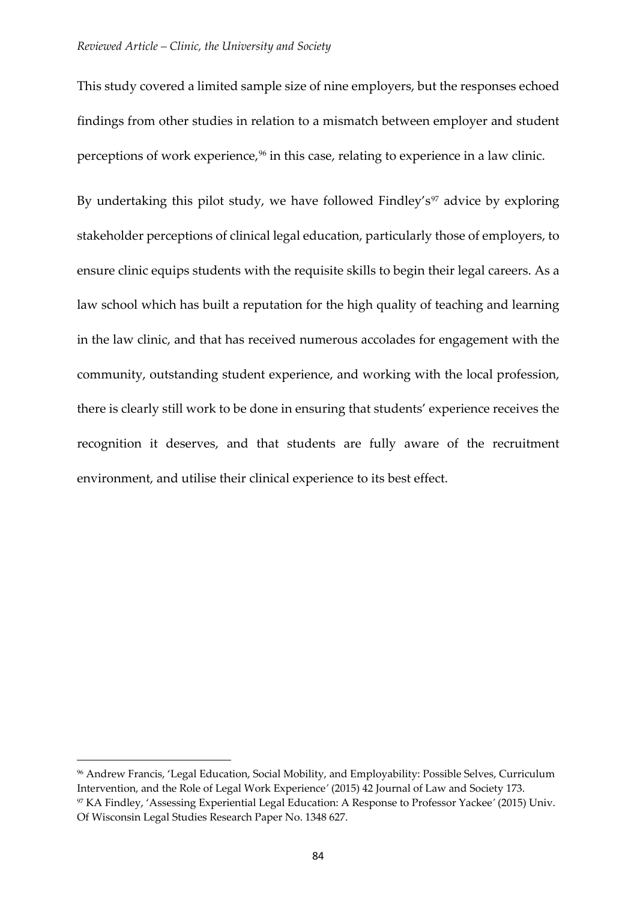This study covered a limited sample size of nine employers, but the responses echoed findings from other studies in relation to a mismatch between employer and student perceptions of work experience,[96] in this case, relating to experience in a law clinic.

By undertaking this pilot study, we have followed Findley's[97] advice by exploring stakeholder perceptions of clinical legal education, particularly those of employers, to ensure clinic equips students with the requisite skills to begin their legal careers. As a law school which has built a reputation for the high quality of teaching and learning in the law clinic, and that has received numerous accolades for engagement with the community, outstanding student experience, and working with the local profession, there is clearly still work to be done in ensuring that students' experience receives the recognition it deserves, and that students are fully aware of the recruitment environment, and utilise their clinical experience to its best effect.

---

[96] Andrew Francis, 'Legal Education, Social Mobility, and Employability: Possible Selves, Curriculum Intervention, and the Role of Legal Work Experience' (2015) 42 Journal of Law and Society 173.

[97] KA Findley, 'Assessing Experiential Legal Education: A Response to Professor Yackee' (2015) Univ. Of Wisconsin Legal Studies Research Paper No. 1348 627.